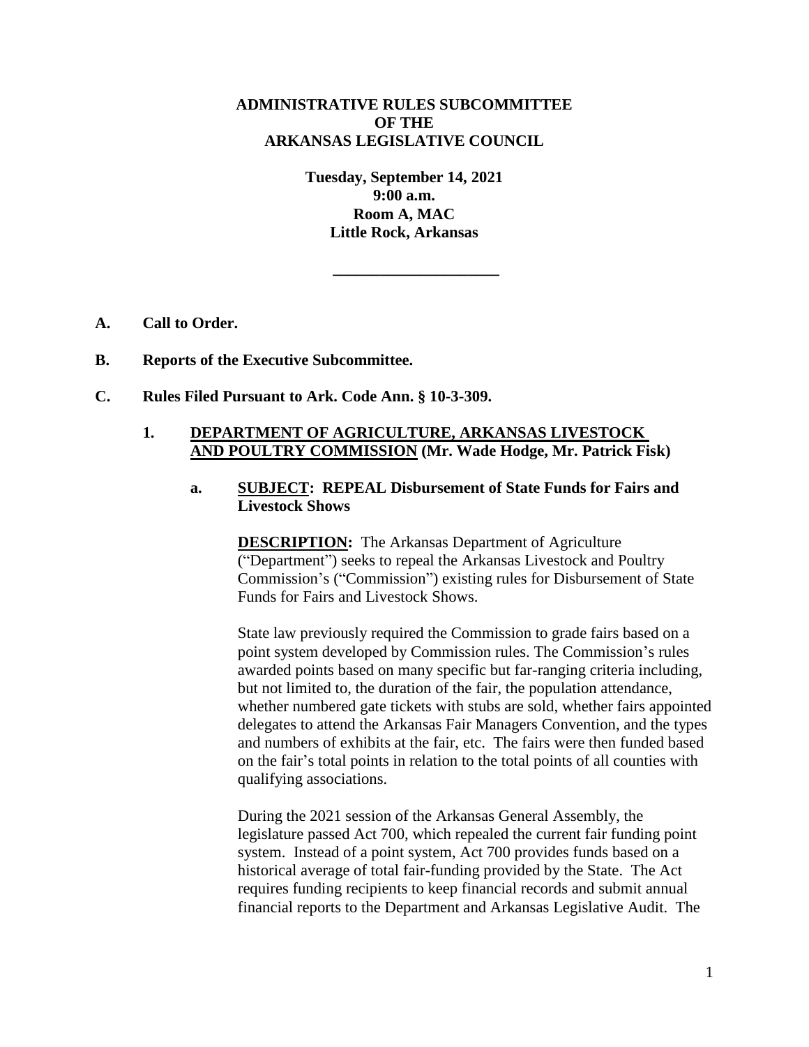**ADMINISTRATIVE RULES SUBCOMMITTEE**
**OF THE**
**ARKANSAS LEGISLATIVE COUNCIL**

**Tuesday, September 14, 2021**
**9:00 a.m.**
**Room A, MAC**
**Little Rock, Arkansas**

---

**A. Call to Order.**

**B. Reports of the Executive Subcommittee.**

**C. Rules Filed Pursuant to Ark. Code Ann. § 10-3-309.**

**1. <u>DEPARTMENT OF AGRICULTURE, ARKANSAS LIVESTOCK AND POULTRY COMMISSION</u> (Mr. Wade Hodge, Mr. Patrick Fisk)**

**a. <u>SUBJECT</u>: REPEAL Disbursement of State Funds for Fairs and Livestock Shows**

**<u>DESCRIPTION</u>:** The Arkansas Department of Agriculture ("Department") seeks to repeal the Arkansas Livestock and Poultry Commission's ("Commission") existing rules for Disbursement of State Funds for Fairs and Livestock Shows.

State law previously required the Commission to grade fairs based on a point system developed by Commission rules. The Commission's rules awarded points based on many specific but far-ranging criteria including, but not limited to, the duration of the fair, the population attendance, whether numbered gate tickets with stubs are sold, whether fairs appointed delegates to attend the Arkansas Fair Managers Convention, and the types and numbers of exhibits at the fair, etc. The fairs were then funded based on the fair's total points in relation to the total points of all counties with qualifying associations.

During the 2021 session of the Arkansas General Assembly, the legislature passed Act 700, which repealed the current fair funding point system. Instead of a point system, Act 700 provides funds based on a historical average of total fair-funding provided by the State. The Act requires funding recipients to keep financial records and submit annual financial reports to the Department and Arkansas Legislative Audit. The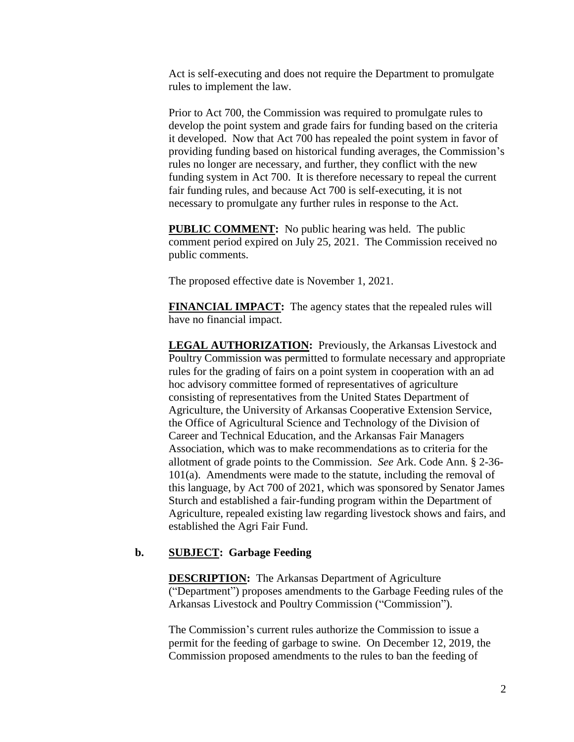Act is self-executing and does not require the Department to promulgate rules to implement the law.

Prior to Act 700, the Commission was required to promulgate rules to develop the point system and grade fairs for funding based on the criteria it developed. Now that Act 700 has repealed the point system in favor of providing funding based on historical funding averages, the Commission's rules no longer are necessary, and further, they conflict with the new funding system in Act 700. It is therefore necessary to repeal the current fair funding rules, and because Act 700 is self-executing, it is not necessary to promulgate any further rules in response to the Act.

**PUBLIC COMMENT:** No public hearing was held. The public comment period expired on July 25, 2021. The Commission received no public comments.

The proposed effective date is November 1, 2021.

**FINANCIAL IMPACT:** The agency states that the repealed rules will have no financial impact.

**LEGAL AUTHORIZATION:** Previously, the Arkansas Livestock and Poultry Commission was permitted to formulate necessary and appropriate rules for the grading of fairs on a point system in cooperation with an ad hoc advisory committee formed of representatives of agriculture consisting of representatives from the United States Department of Agriculture, the University of Arkansas Cooperative Extension Service, the Office of Agricultural Science and Technology of the Division of Career and Technical Education, and the Arkansas Fair Managers Association, which was to make recommendations as to criteria for the allotment of grade points to the Commission. *See* Ark. Code Ann. § 2-36-101(a). Amendments were made to the statute, including the removal of this language, by Act 700 of 2021, which was sponsored by Senator James Sturch and established a fair-funding program within the Department of Agriculture, repealed existing law regarding livestock shows and fairs, and established the Agri Fair Fund.

**b. SUBJECT: Garbage Feeding**

**DESCRIPTION:** The Arkansas Department of Agriculture ("Department") proposes amendments to the Garbage Feeding rules of the Arkansas Livestock and Poultry Commission ("Commission").

The Commission's current rules authorize the Commission to issue a permit for the feeding of garbage to swine. On December 12, 2019, the Commission proposed amendments to the rules to ban the feeding of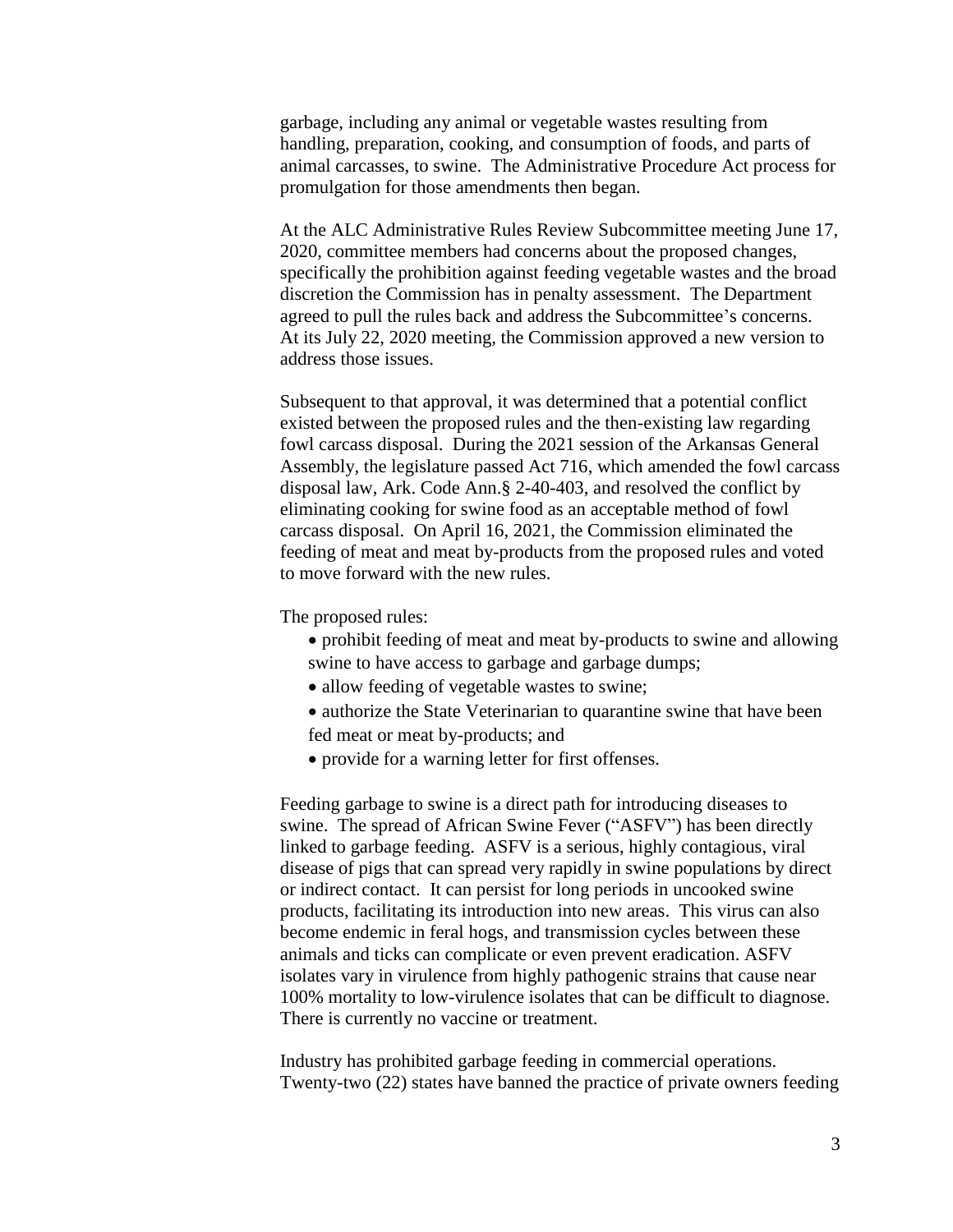garbage, including any animal or vegetable wastes resulting from handling, preparation, cooking, and consumption of foods, and parts of animal carcasses, to swine. The Administrative Procedure Act process for promulgation for those amendments then began.

At the ALC Administrative Rules Review Subcommittee meeting June 17, 2020, committee members had concerns about the proposed changes, specifically the prohibition against feeding vegetable wastes and the broad discretion the Commission has in penalty assessment. The Department agreed to pull the rules back and address the Subcommittee's concerns. At its July 22, 2020 meeting, the Commission approved a new version to address those issues.

Subsequent to that approval, it was determined that a potential conflict existed between the proposed rules and the then-existing law regarding fowl carcass disposal. During the 2021 session of the Arkansas General Assembly, the legislature passed Act 716, which amended the fowl carcass disposal law, Ark. Code Ann.§ 2-40-403, and resolved the conflict by eliminating cooking for swine food as an acceptable method of fowl carcass disposal. On April 16, 2021, the Commission eliminated the feeding of meat and meat by-products from the proposed rules and voted to move forward with the new rules.

The proposed rules:

- prohibit feeding of meat and meat by-products to swine and allowing swine to have access to garbage and garbage dumps;
- allow feeding of vegetable wastes to swine;
- authorize the State Veterinarian to quarantine swine that have been fed meat or meat by-products; and
- provide for a warning letter for first offenses.

Feeding garbage to swine is a direct path for introducing diseases to swine. The spread of African Swine Fever ("ASFV") has been directly linked to garbage feeding. ASFV is a serious, highly contagious, viral disease of pigs that can spread very rapidly in swine populations by direct or indirect contact. It can persist for long periods in uncooked swine products, facilitating its introduction into new areas. This virus can also become endemic in feral hogs, and transmission cycles between these animals and ticks can complicate or even prevent eradication. ASFV isolates vary in virulence from highly pathogenic strains that cause near 100% mortality to low-virulence isolates that can be difficult to diagnose. There is currently no vaccine or treatment.

Industry has prohibited garbage feeding in commercial operations. Twenty-two (22) states have banned the practice of private owners feeding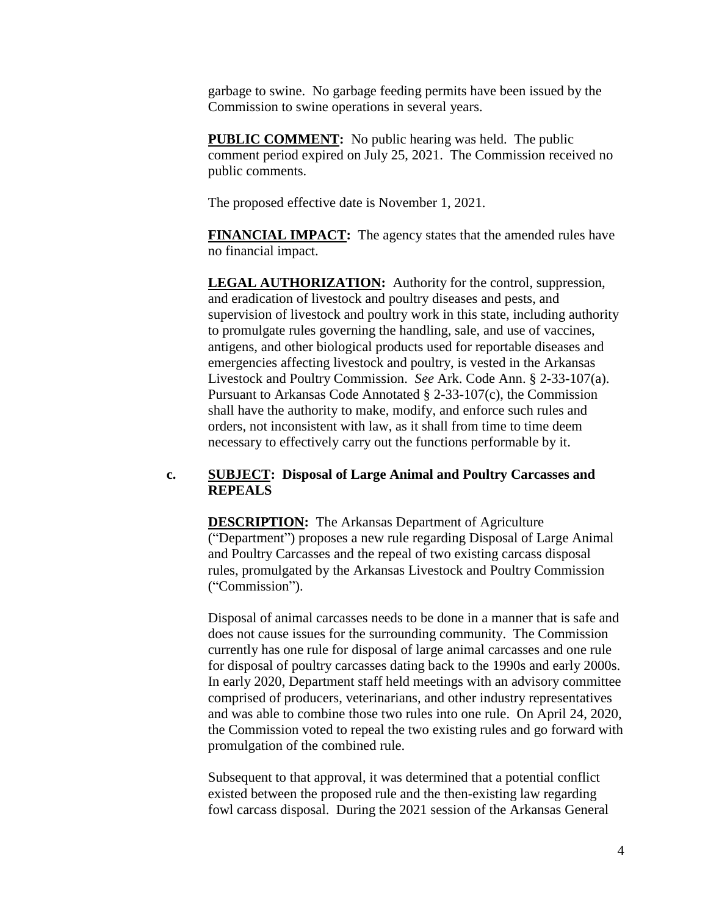garbage to swine. No garbage feeding permits have been issued by the Commission to swine operations in several years.

**PUBLIC COMMENT:** No public hearing was held. The public comment period expired on July 25, 2021. The Commission received no public comments.

The proposed effective date is November 1, 2021.

**FINANCIAL IMPACT:** The agency states that the amended rules have no financial impact.

**LEGAL AUTHORIZATION:** Authority for the control, suppression, and eradication of livestock and poultry diseases and pests, and supervision of livestock and poultry work in this state, including authority to promulgate rules governing the handling, sale, and use of vaccines, antigens, and other biological products used for reportable diseases and emergencies affecting livestock and poultry, is vested in the Arkansas Livestock and Poultry Commission. *See* Ark. Code Ann. § 2-33-107(a). Pursuant to Arkansas Code Annotated § 2-33-107(c), the Commission shall have the authority to make, modify, and enforce such rules and orders, not inconsistent with law, as it shall from time to time deem necessary to effectively carry out the functions performable by it.

**c. SUBJECT: Disposal of Large Animal and Poultry Carcasses and REPEALS**

**DESCRIPTION:** The Arkansas Department of Agriculture ("Department") proposes a new rule regarding Disposal of Large Animal and Poultry Carcasses and the repeal of two existing carcass disposal rules, promulgated by the Arkansas Livestock and Poultry Commission ("Commission").

Disposal of animal carcasses needs to be done in a manner that is safe and does not cause issues for the surrounding community. The Commission currently has one rule for disposal of large animal carcasses and one rule for disposal of poultry carcasses dating back to the 1990s and early 2000s. In early 2020, Department staff held meetings with an advisory committee comprised of producers, veterinarians, and other industry representatives and was able to combine those two rules into one rule. On April 24, 2020, the Commission voted to repeal the two existing rules and go forward with promulgation of the combined rule.

Subsequent to that approval, it was determined that a potential conflict existed between the proposed rule and the then-existing law regarding fowl carcass disposal. During the 2021 session of the Arkansas General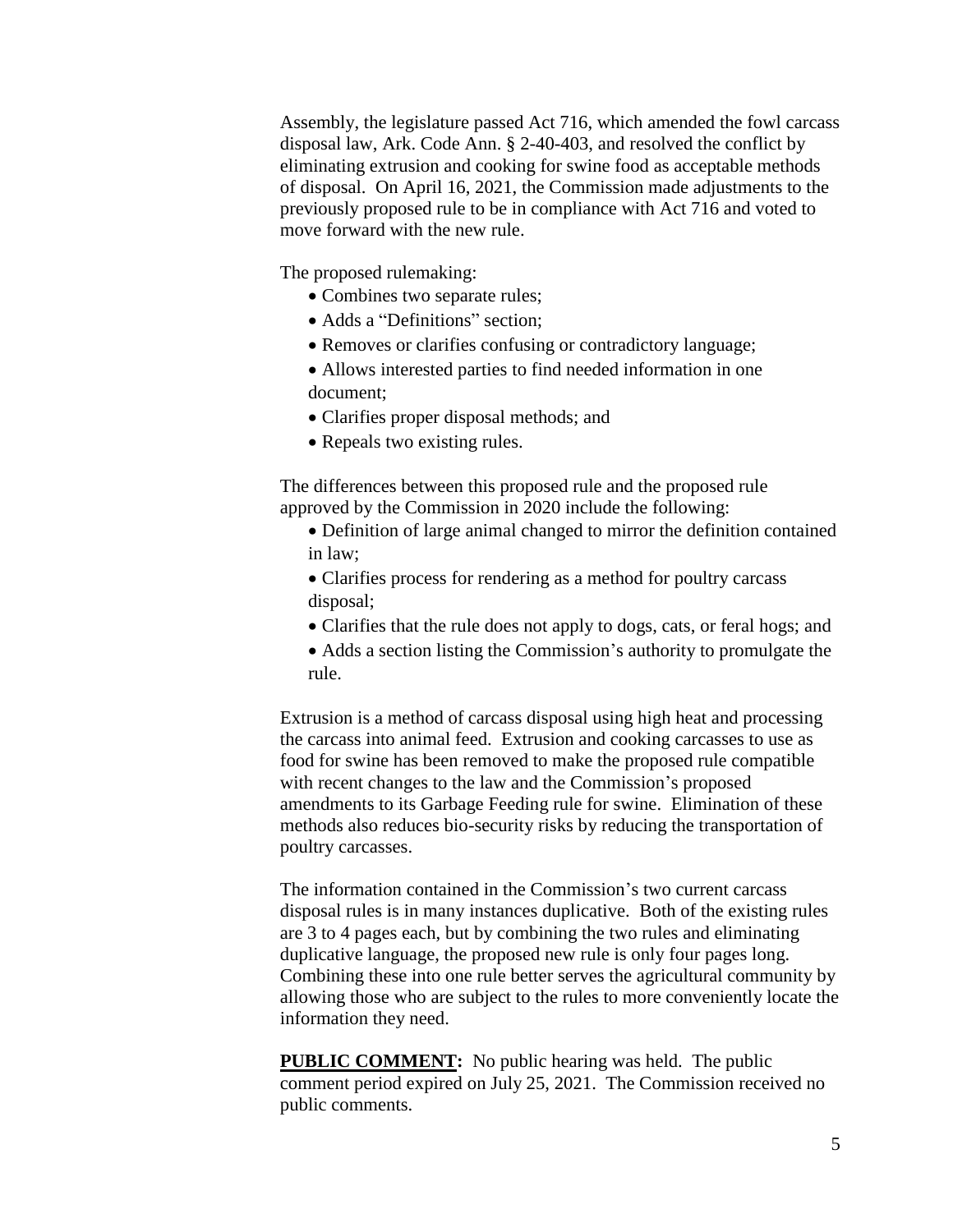Assembly, the legislature passed Act 716, which amended the fowl carcass disposal law, Ark. Code Ann. § 2-40-403, and resolved the conflict by eliminating extrusion and cooking for swine food as acceptable methods of disposal. On April 16, 2021, the Commission made adjustments to the previously proposed rule to be in compliance with Act 716 and voted to move forward with the new rule.

The proposed rulemaking:

- Combines two separate rules;
- Adds a "Definitions" section;
- Removes or clarifies confusing or contradictory language;
- Allows interested parties to find needed information in one document;
- Clarifies proper disposal methods; and
- Repeals two existing rules.

The differences between this proposed rule and the proposed rule approved by the Commission in 2020 include the following:

- Definition of large animal changed to mirror the definition contained in law;
- Clarifies process for rendering as a method for poultry carcass disposal;
- Clarifies that the rule does not apply to dogs, cats, or feral hogs; and
- Adds a section listing the Commission's authority to promulgate the rule.

Extrusion is a method of carcass disposal using high heat and processing the carcass into animal feed. Extrusion and cooking carcasses to use as food for swine has been removed to make the proposed rule compatible with recent changes to the law and the Commission's proposed amendments to its Garbage Feeding rule for swine. Elimination of these methods also reduces bio-security risks by reducing the transportation of poultry carcasses.

The information contained in the Commission's two current carcass disposal rules is in many instances duplicative. Both of the existing rules are 3 to 4 pages each, but by combining the two rules and eliminating duplicative language, the proposed new rule is only four pages long. Combining these into one rule better serves the agricultural community by allowing those who are subject to the rules to more conveniently locate the information they need.

**PUBLIC COMMENT:** No public hearing was held. The public comment period expired on July 25, 2021. The Commission received no public comments.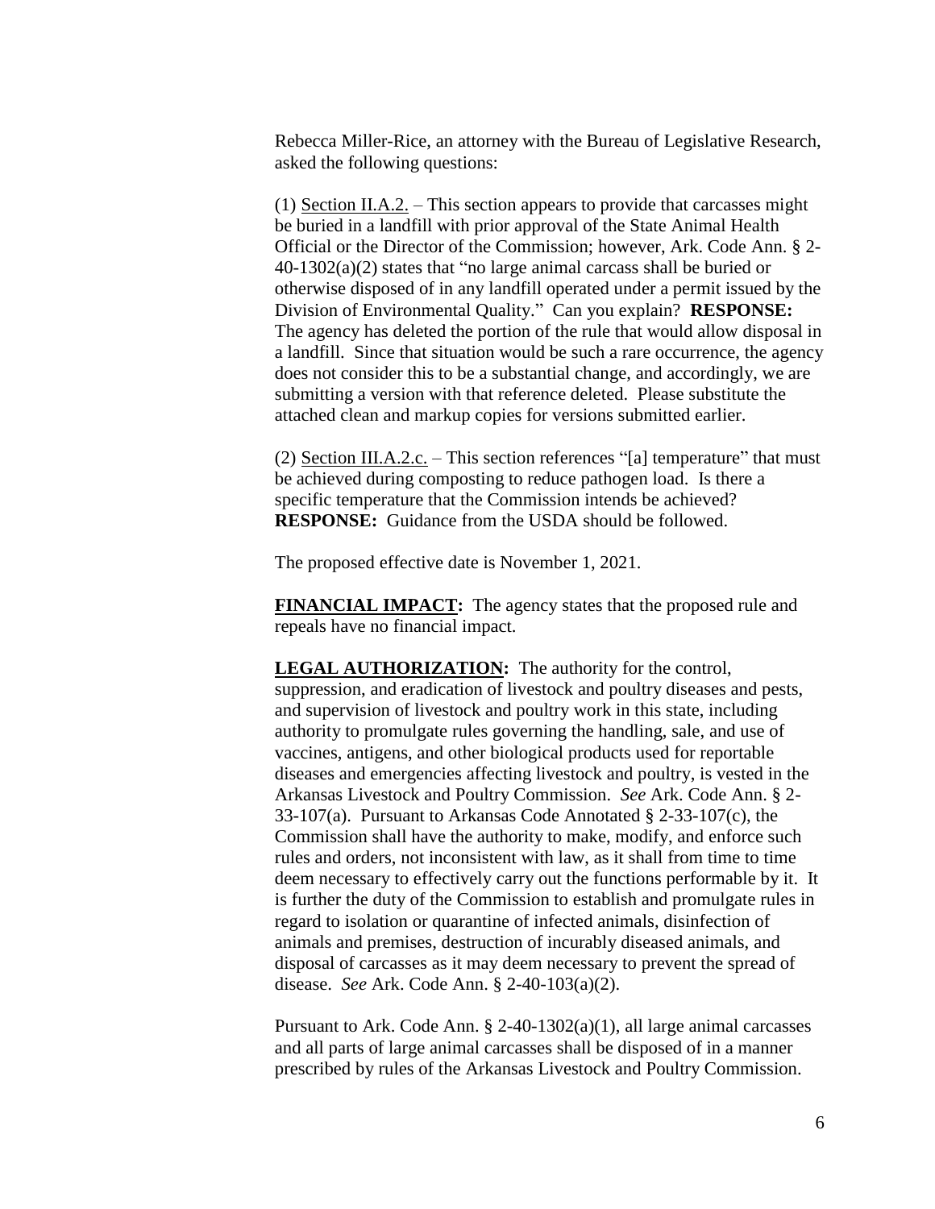Rebecca Miller-Rice, an attorney with the Bureau of Legislative Research, asked the following questions:

(1) Section II.A.2. – This section appears to provide that carcasses might be buried in a landfill with prior approval of the State Animal Health Official or the Director of the Commission; however, Ark. Code Ann. § 2-40-1302(a)(2) states that "no large animal carcass shall be buried or otherwise disposed of in any landfill operated under a permit issued by the Division of Environmental Quality." Can you explain? **RESPONSE:** The agency has deleted the portion of the rule that would allow disposal in a landfill. Since that situation would be such a rare occurrence, the agency does not consider this to be a substantial change, and accordingly, we are submitting a version with that reference deleted. Please substitute the attached clean and markup copies for versions submitted earlier.

(2) Section III.A.2.c. – This section references "[a] temperature" that must be achieved during composting to reduce pathogen load. Is there a specific temperature that the Commission intends be achieved? **RESPONSE:** Guidance from the USDA should be followed.

The proposed effective date is November 1, 2021.

**FINANCIAL IMPACT:** The agency states that the proposed rule and repeals have no financial impact.

**LEGAL AUTHORIZATION:** The authority for the control, suppression, and eradication of livestock and poultry diseases and pests, and supervision of livestock and poultry work in this state, including authority to promulgate rules governing the handling, sale, and use of vaccines, antigens, and other biological products used for reportable diseases and emergencies affecting livestock and poultry, is vested in the Arkansas Livestock and Poultry Commission. *See* Ark. Code Ann. § 2-33-107(a). Pursuant to Arkansas Code Annotated § 2-33-107(c), the Commission shall have the authority to make, modify, and enforce such rules and orders, not inconsistent with law, as it shall from time to time deem necessary to effectively carry out the functions performable by it. It is further the duty of the Commission to establish and promulgate rules in regard to isolation or quarantine of infected animals, disinfection of animals and premises, destruction of incurably diseased animals, and disposal of carcasses as it may deem necessary to prevent the spread of disease. *See* Ark. Code Ann. § 2-40-103(a)(2).

Pursuant to Ark. Code Ann. § 2-40-1302(a)(1), all large animal carcasses and all parts of large animal carcasses shall be disposed of in a manner prescribed by rules of the Arkansas Livestock and Poultry Commission.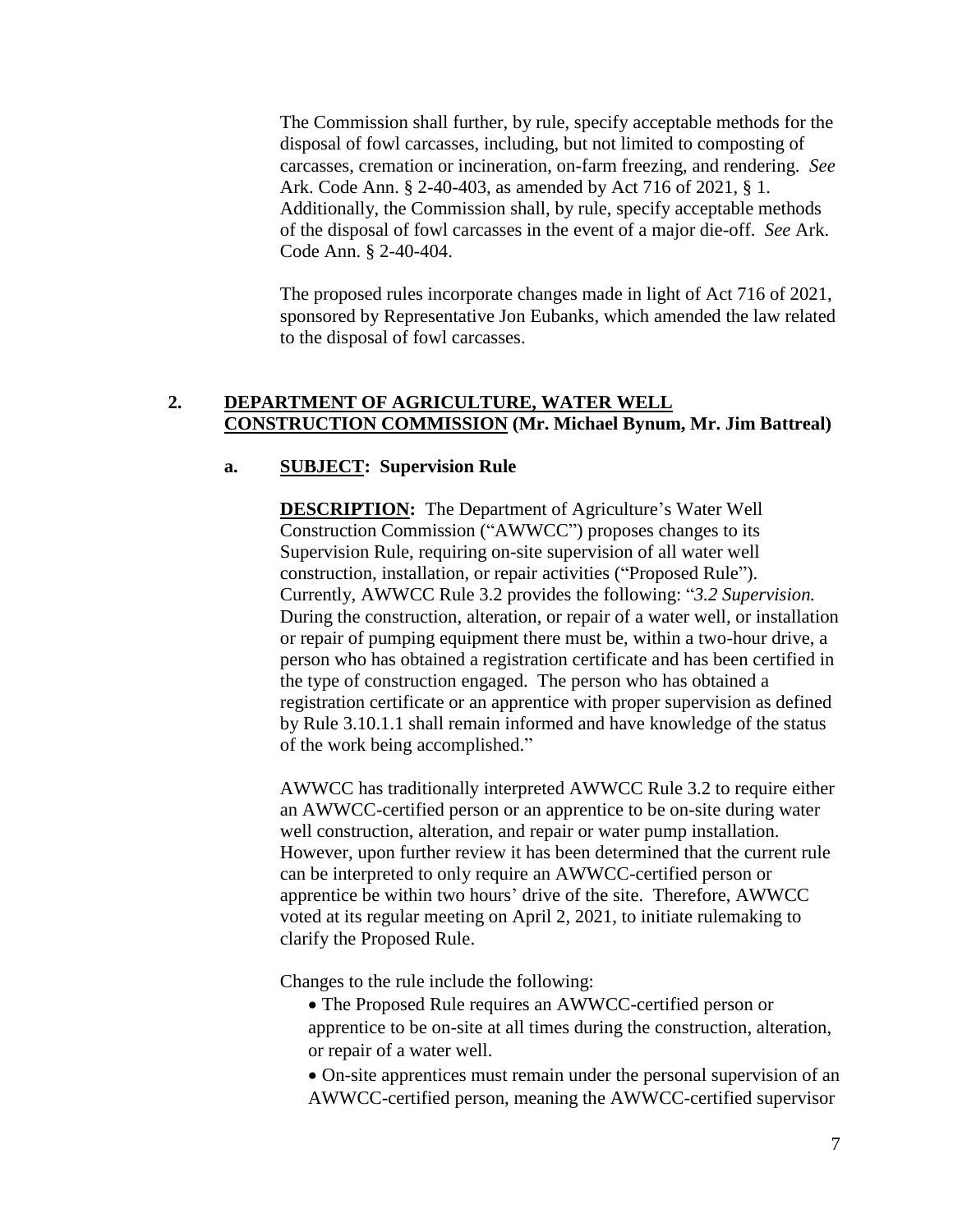The Commission shall further, by rule, specify acceptable methods for the disposal of fowl carcasses, including, but not limited to composting of carcasses, cremation or incineration, on-farm freezing, and rendering. *See* Ark. Code Ann. § 2-40-403, as amended by Act 716 of 2021, § 1. Additionally, the Commission shall, by rule, specify acceptable methods of the disposal of fowl carcasses in the event of a major die-off. *See* Ark. Code Ann. § 2-40-404.

The proposed rules incorporate changes made in light of Act 716 of 2021, sponsored by Representative Jon Eubanks, which amended the law related to the disposal of fowl carcasses.

**2. <u>DEPARTMENT OF AGRICULTURE, WATER WELL CONSTRUCTION COMMISSION</u> (Mr. Michael Bynum, Mr. Jim Battreal)**

**a. <u>SUBJECT</u>: Supervision Rule**

**<u>DESCRIPTION</u>:** The Department of Agriculture's Water Well Construction Commission ("AWWCC") proposes changes to its Supervision Rule, requiring on-site supervision of all water well construction, installation, or repair activities ("Proposed Rule"). Currently, AWWCC Rule 3.2 provides the following: "*3.2 Supervision.* During the construction, alteration, or repair of a water well, or installation or repair of pumping equipment there must be, within a two-hour drive, a person who has obtained a registration certificate and has been certified in the type of construction engaged. The person who has obtained a registration certificate or an apprentice with proper supervision as defined by Rule 3.10.1.1 shall remain informed and have knowledge of the status of the work being accomplished."

AWWCC has traditionally interpreted AWWCC Rule 3.2 to require either an AWWCC-certified person or an apprentice to be on-site during water well construction, alteration, and repair or water pump installation. However, upon further review it has been determined that the current rule can be interpreted to only require an AWWCC-certified person or apprentice be within two hours' drive of the site. Therefore, AWWCC voted at its regular meeting on April 2, 2021, to initiate rulemaking to clarify the Proposed Rule.

Changes to the rule include the following:

- The Proposed Rule requires an AWWCC-certified person or apprentice to be on-site at all times during the construction, alteration, or repair of a water well.
- On-site apprentices must remain under the personal supervision of an AWWCC-certified person, meaning the AWWCC-certified supervisor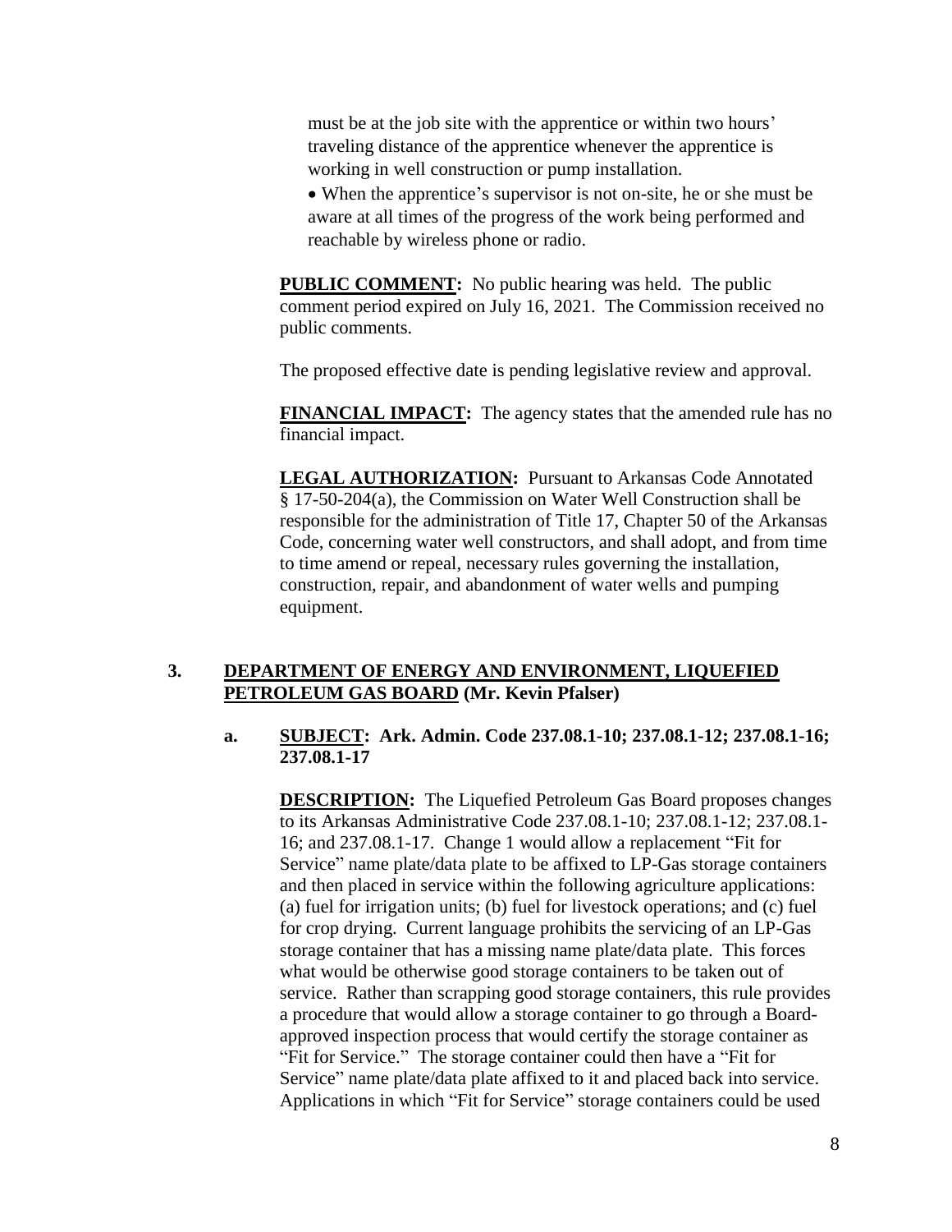must be at the job site with the apprentice or within two hours' traveling distance of the apprentice whenever the apprentice is working in well construction or pump installation.

- When the apprentice's supervisor is not on-site, he or she must be aware at all times of the progress of the work being performed and reachable by wireless phone or radio.

**PUBLIC COMMENT:** No public hearing was held. The public comment period expired on July 16, 2021. The Commission received no public comments.

The proposed effective date is pending legislative review and approval.

**FINANCIAL IMPACT:** The agency states that the amended rule has no financial impact.

**LEGAL AUTHORIZATION:** Pursuant to Arkansas Code Annotated § 17-50-204(a), the Commission on Water Well Construction shall be responsible for the administration of Title 17, Chapter 50 of the Arkansas Code, concerning water well constructors, and shall adopt, and from time to time amend or repeal, necessary rules governing the installation, construction, repair, and abandonment of water wells and pumping equipment.

**3. DEPARTMENT OF ENERGY AND ENVIRONMENT, LIQUEFIED PETROLEUM GAS BOARD (Mr. Kevin Pfalser)**

**a. SUBJECT: Ark. Admin. Code 237.08.1-10; 237.08.1-12; 237.08.1-16; 237.08.1-17**

**DESCRIPTION:** The Liquefied Petroleum Gas Board proposes changes to its Arkansas Administrative Code 237.08.1-10; 237.08.1-12; 237.08.1-16; and 237.08.1-17. Change 1 would allow a replacement "Fit for Service" name plate/data plate to be affixed to LP-Gas storage containers and then placed in service within the following agriculture applications: (a) fuel for irrigation units; (b) fuel for livestock operations; and (c) fuel for crop drying. Current language prohibits the servicing of an LP-Gas storage container that has a missing name plate/data plate. This forces what would be otherwise good storage containers to be taken out of service. Rather than scrapping good storage containers, this rule provides a procedure that would allow a storage container to go through a Board-approved inspection process that would certify the storage container as "Fit for Service." The storage container could then have a "Fit for Service" name plate/data plate affixed to it and placed back into service. Applications in which "Fit for Service" storage containers could be used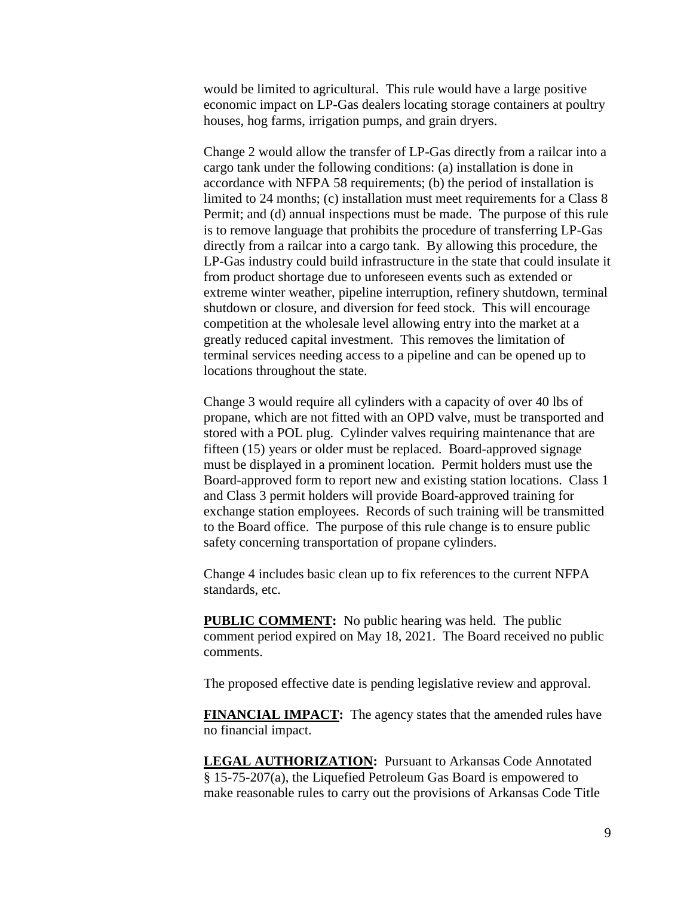would be limited to agricultural. This rule would have a large positive economic impact on LP-Gas dealers locating storage containers at poultry houses, hog farms, irrigation pumps, and grain dryers.

Change 2 would allow the transfer of LP-Gas directly from a railcar into a cargo tank under the following conditions: (a) installation is done in accordance with NFPA 58 requirements; (b) the period of installation is limited to 24 months; (c) installation must meet requirements for a Class 8 Permit; and (d) annual inspections must be made. The purpose of this rule is to remove language that prohibits the procedure of transferring LP-Gas directly from a railcar into a cargo tank. By allowing this procedure, the LP-Gas industry could build infrastructure in the state that could insulate it from product shortage due to unforeseen events such as extended or extreme winter weather, pipeline interruption, refinery shutdown, terminal shutdown or closure, and diversion for feed stock. This will encourage competition at the wholesale level allowing entry into the market at a greatly reduced capital investment. This removes the limitation of terminal services needing access to a pipeline and can be opened up to locations throughout the state.

Change 3 would require all cylinders with a capacity of over 40 lbs of propane, which are not fitted with an OPD valve, must be transported and stored with a POL plug. Cylinder valves requiring maintenance that are fifteen (15) years or older must be replaced. Board-approved signage must be displayed in a prominent location. Permit holders must use the Board-approved form to report new and existing station locations. Class 1 and Class 3 permit holders will provide Board-approved training for exchange station employees. Records of such training will be transmitted to the Board office. The purpose of this rule change is to ensure public safety concerning transportation of propane cylinders.

Change 4 includes basic clean up to fix references to the current NFPA standards, etc.

**PUBLIC COMMENT:** No public hearing was held. The public comment period expired on May 18, 2021. The Board received no public comments.

The proposed effective date is pending legislative review and approval.

**FINANCIAL IMPACT:** The agency states that the amended rules have no financial impact.

**LEGAL AUTHORIZATION:** Pursuant to Arkansas Code Annotated § 15-75-207(a), the Liquefied Petroleum Gas Board is empowered to make reasonable rules to carry out the provisions of Arkansas Code Title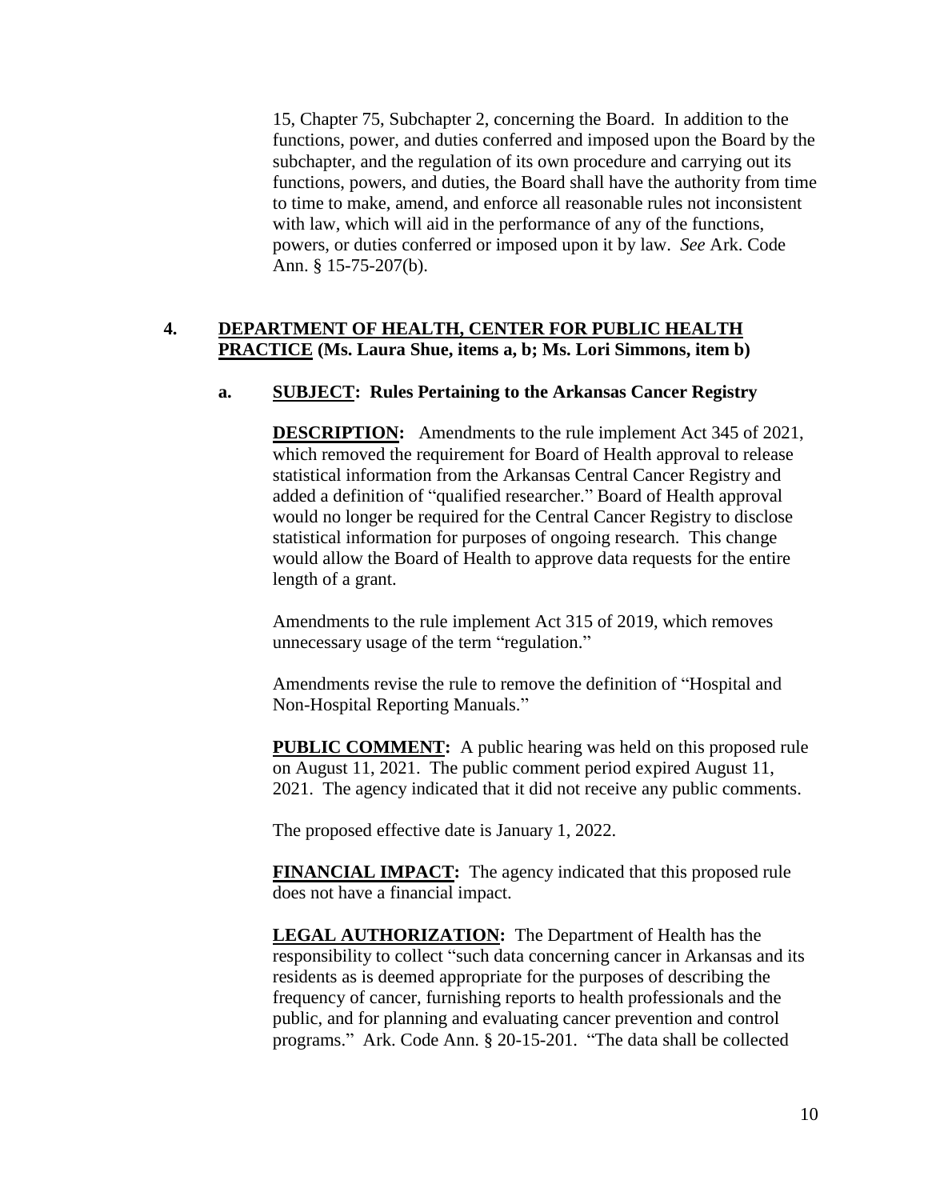15, Chapter 75, Subchapter 2, concerning the Board. In addition to the functions, power, and duties conferred and imposed upon the Board by the subchapter, and the regulation of its own procedure and carrying out its functions, powers, and duties, the Board shall have the authority from time to time to make, amend, and enforce all reasonable rules not inconsistent with law, which will aid in the performance of any of the functions, powers, or duties conferred or imposed upon it by law. *See* Ark. Code Ann. § 15-75-207(b).

**4. <u>DEPARTMENT OF HEALTH, CENTER FOR PUBLIC HEALTH PRACTICE</u> (Ms. Laura Shue, items a, b; Ms. Lori Simmons, item b)**

**a. <u>SUBJECT</u>: Rules Pertaining to the Arkansas Cancer Registry**

**<u>DESCRIPTION</u>:** Amendments to the rule implement Act 345 of 2021, which removed the requirement for Board of Health approval to release statistical information from the Arkansas Central Cancer Registry and added a definition of "qualified researcher." Board of Health approval would no longer be required for the Central Cancer Registry to disclose statistical information for purposes of ongoing research. This change would allow the Board of Health to approve data requests for the entire length of a grant.

Amendments to the rule implement Act 315 of 2019, which removes unnecessary usage of the term "regulation."

Amendments revise the rule to remove the definition of "Hospital and Non-Hospital Reporting Manuals."

**<u>PUBLIC COMMENT</u>:** A public hearing was held on this proposed rule on August 11, 2021. The public comment period expired August 11, 2021. The agency indicated that it did not receive any public comments.

The proposed effective date is January 1, 2022.

**<u>FINANCIAL IMPACT</u>:** The agency indicated that this proposed rule does not have a financial impact.

**<u>LEGAL AUTHORIZATION</u>:** The Department of Health has the responsibility to collect "such data concerning cancer in Arkansas and its residents as is deemed appropriate for the purposes of describing the frequency of cancer, furnishing reports to health professionals and the public, and for planning and evaluating cancer prevention and control programs." Ark. Code Ann. § 20-15-201. "The data shall be collected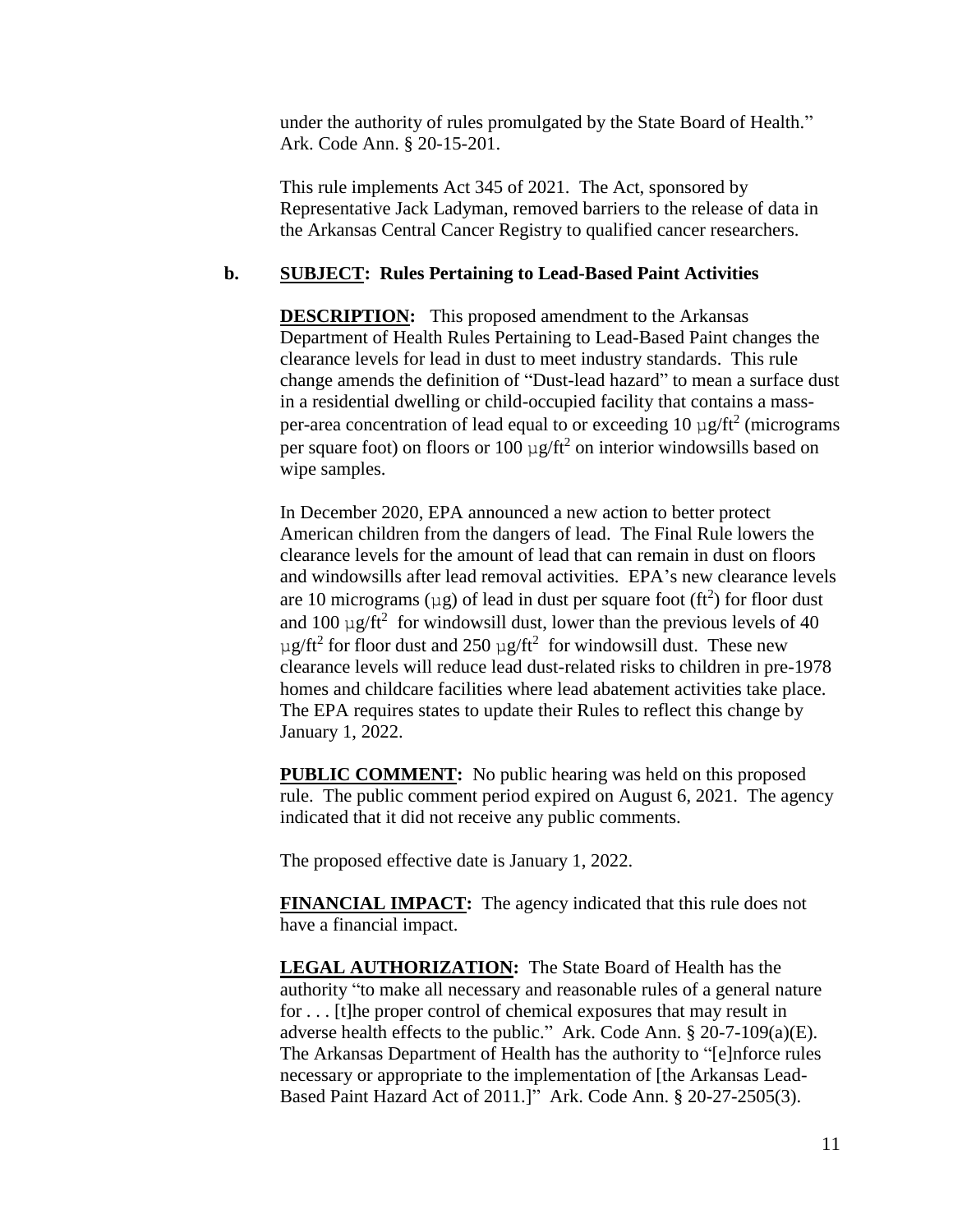under the authority of rules promulgated by the State Board of Health." Ark. Code Ann. § 20-15-201.

This rule implements Act 345 of 2021. The Act, sponsored by Representative Jack Ladyman, removed barriers to the release of data in the Arkansas Central Cancer Registry to qualified cancer researchers.

**b. <u>SUBJECT</u>: Rules Pertaining to Lead-Based Paint Activities**

**<u>DESCRIPTION</u>:** This proposed amendment to the Arkansas Department of Health Rules Pertaining to Lead-Based Paint changes the clearance levels for lead in dust to meet industry standards. This rule change amends the definition of "Dust-lead hazard" to mean a surface dust in a residential dwelling or child-occupied facility that contains a mass-per-area concentration of lead equal to or exceeding 10 $\mu g/ft^2$ (micrograms per square foot) on floors or 100 $\mu g/ft^2$ on interior windowsills based on wipe samples.

In December 2020, EPA announced a new action to better protect American children from the dangers of lead. The Final Rule lowers the clearance levels for the amount of lead that can remain in dust on floors and windowsills after lead removal activities. EPA's new clearance levels are 10 micrograms ($\mu g$) of lead in dust per square foot ($ft^2$) for floor dust and 100 $\mu g/ft^2$ for windowsill dust, lower than the previous levels of 40 $\mu g/ft^2$ for floor dust and 250 $\mu g/ft^2$ for windowsill dust. These new clearance levels will reduce lead dust-related risks to children in pre-1978 homes and childcare facilities where lead abatement activities take place. The EPA requires states to update their Rules to reflect this change by January 1, 2022.

**<u>PUBLIC COMMENT</u>:** No public hearing was held on this proposed rule. The public comment period expired on August 6, 2021. The agency indicated that it did not receive any public comments.

The proposed effective date is January 1, 2022.

**<u>FINANCIAL IMPACT</u>:** The agency indicated that this rule does not have a financial impact.

**<u>LEGAL AUTHORIZATION</u>:** The State Board of Health has the authority "to make all necessary and reasonable rules of a general nature for . . . [t]he proper control of chemical exposures that may result in adverse health effects to the public." Ark. Code Ann. § 20-7-109(a)(E). The Arkansas Department of Health has the authority to "[e]nforce rules necessary or appropriate to the implementation of [the Arkansas Lead-Based Paint Hazard Act of 2011.]" Ark. Code Ann. § 20-27-2505(3).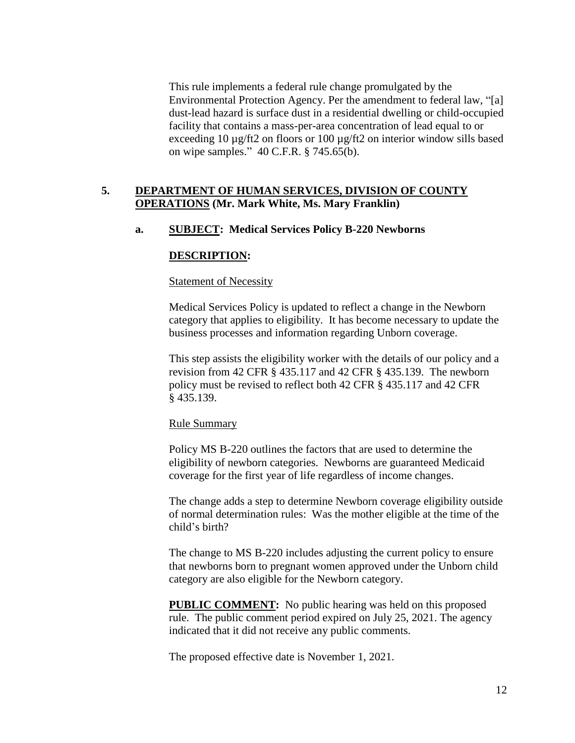This rule implements a federal rule change promulgated by the Environmental Protection Agency. Per the amendment to federal law, "[a] dust-lead hazard is surface dust in a residential dwelling or child-occupied facility that contains a mass-per-area concentration of lead equal to or exceeding 10 µg/ft2 on floors or 100 µg/ft2 on interior window sills based on wipe samples." 40 C.F.R. § 745.65(b).

**5. <u>DEPARTMENT OF HUMAN SERVICES, DIVISION OF COUNTY OPERATIONS</u> (Mr. Mark White, Ms. Mary Franklin)**

**a. <u>SUBJECT</u>: Medical Services Policy B-220 Newborns**

**<u>DESCRIPTION</u>:**

<u>Statement of Necessity</u>

Medical Services Policy is updated to reflect a change in the Newborn category that applies to eligibility. It has become necessary to update the business processes and information regarding Unborn coverage.

This step assists the eligibility worker with the details of our policy and a revision from 42 CFR § 435.117 and 42 CFR § 435.139. The newborn policy must be revised to reflect both 42 CFR § 435.117 and 42 CFR § 435.139.

<u>Rule Summary</u>

Policy MS B-220 outlines the factors that are used to determine the eligibility of newborn categories. Newborns are guaranteed Medicaid coverage for the first year of life regardless of income changes.

The change adds a step to determine Newborn coverage eligibility outside of normal determination rules: Was the mother eligible at the time of the child's birth?

The change to MS B-220 includes adjusting the current policy to ensure that newborns born to pregnant women approved under the Unborn child category are also eligible for the Newborn category.

**<u>PUBLIC COMMENT</u>:** No public hearing was held on this proposed rule. The public comment period expired on July 25, 2021. The agency indicated that it did not receive any public comments.

The proposed effective date is November 1, 2021.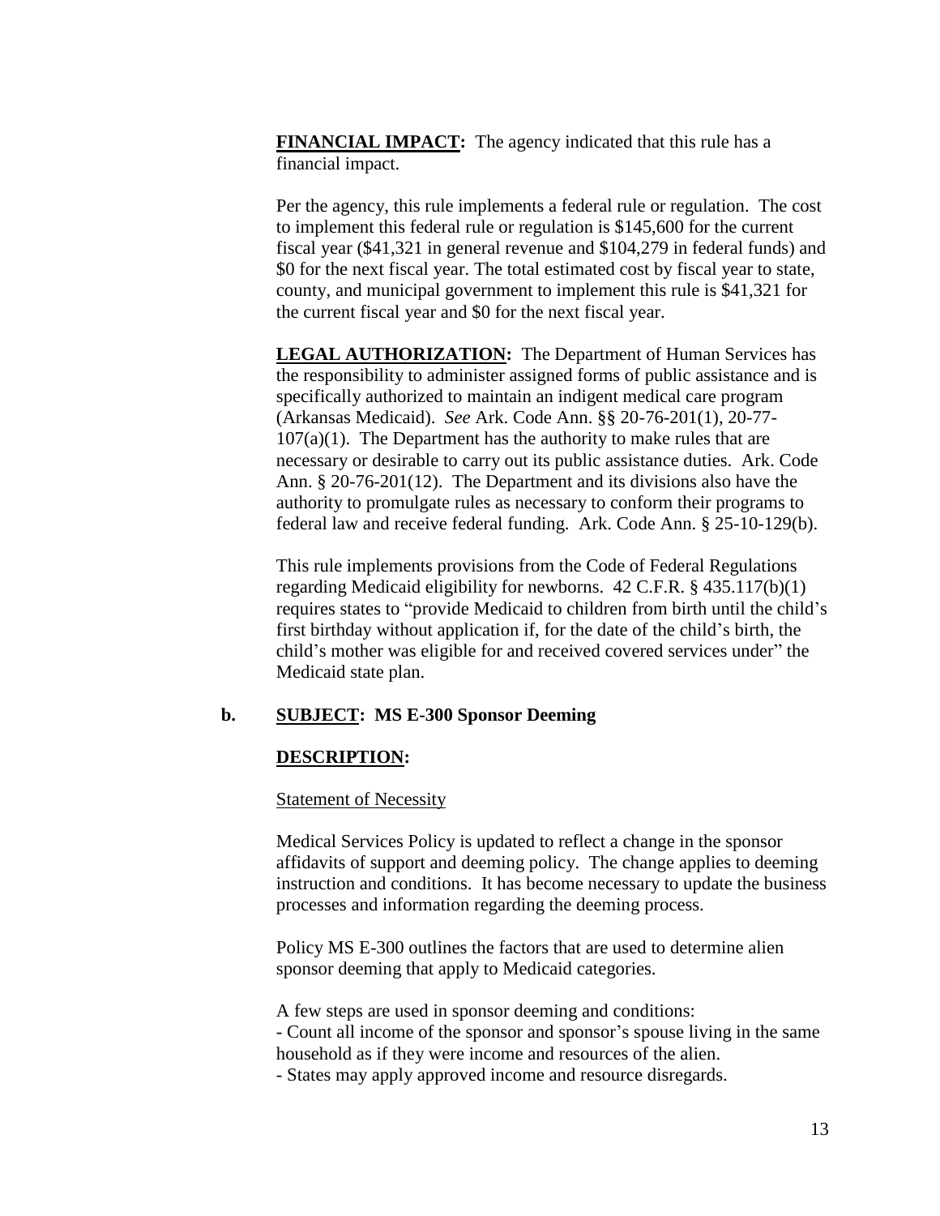**FINANCIAL IMPACT:** The agency indicated that this rule has a financial impact.

Per the agency, this rule implements a federal rule or regulation. The cost to implement this federal rule or regulation is $145,600 for the current fiscal year ($41,321 in general revenue and $104,279 in federal funds) and $0 for the next fiscal year. The total estimated cost by fiscal year to state, county, and municipal government to implement this rule is $41,321 for the current fiscal year and $0 for the next fiscal year.

**LEGAL AUTHORIZATION:** The Department of Human Services has the responsibility to administer assigned forms of public assistance and is specifically authorized to maintain an indigent medical care program (Arkansas Medicaid). *See* Ark. Code Ann. §§ 20-76-201(1), 20-77-107(a)(1). The Department has the authority to make rules that are necessary or desirable to carry out its public assistance duties. Ark. Code Ann. § 20-76-201(12). The Department and its divisions also have the authority to promulgate rules as necessary to conform their programs to federal law and receive federal funding. Ark. Code Ann. § 25-10-129(b).

This rule implements provisions from the Code of Federal Regulations regarding Medicaid eligibility for newborns. 42 C.F.R. § 435.117(b)(1) requires states to "provide Medicaid to children from birth until the child's first birthday without application if, for the date of the child's birth, the child's mother was eligible for and received covered services under" the Medicaid state plan.

**b. SUBJECT: MS E-300 Sponsor Deeming**

**DESCRIPTION:**

Statement of Necessity

Medical Services Policy is updated to reflect a change in the sponsor affidavits of support and deeming policy. The change applies to deeming instruction and conditions. It has become necessary to update the business processes and information regarding the deeming process.

Policy MS E-300 outlines the factors that are used to determine alien sponsor deeming that apply to Medicaid categories.

A few steps are used in sponsor deeming and conditions:

- Count all income of the sponsor and sponsor's spouse living in the same household as if they were income and resources of the alien.
- States may apply approved income and resource disregards.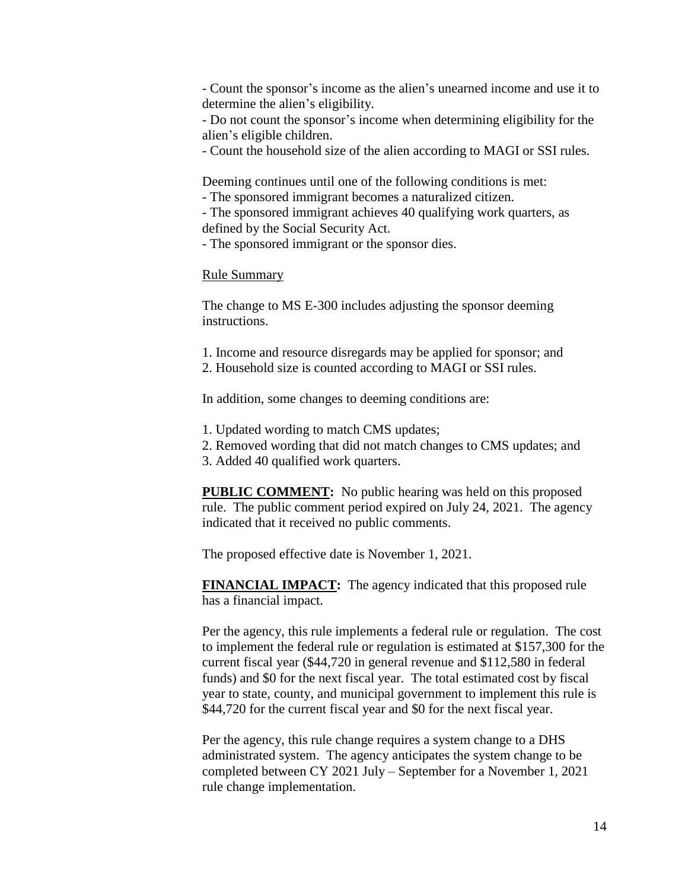- Count the sponsor's income as the alien's unearned income and use it to determine the alien's eligibility.
- Do not count the sponsor's income when determining eligibility for the alien's eligible children.
- Count the household size of the alien according to MAGI or SSI rules.

Deeming continues until one of the following conditions is met:
- The sponsored immigrant becomes a naturalized citizen.
- The sponsored immigrant achieves 40 qualifying work quarters, as defined by the Social Security Act.
- The sponsored immigrant or the sponsor dies.

<u>Rule Summary</u>

The change to MS E-300 includes adjusting the sponsor deeming instructions.

1. Income and resource disregards may be applied for sponsor; and
2. Household size is counted according to MAGI or SSI rules.

In addition, some changes to deeming conditions are:

1. Updated wording to match CMS updates;
2. Removed wording that did not match changes to CMS updates; and
3. Added 40 qualified work quarters.

**<u>PUBLIC COMMENT</u>:** No public hearing was held on this proposed rule. The public comment period expired on July 24, 2021. The agency indicated that it received no public comments.

The proposed effective date is November 1, 2021.

**<u>FINANCIAL IMPACT</u>:** The agency indicated that this proposed rule has a financial impact.

Per the agency, this rule implements a federal rule or regulation. The cost to implement the federal rule or regulation is estimated at $157,300 for the current fiscal year ($44,720 in general revenue and $112,580 in federal funds) and $0 for the next fiscal year. The total estimated cost by fiscal year to state, county, and municipal government to implement this rule is $44,720 for the current fiscal year and $0 for the next fiscal year.

Per the agency, this rule change requires a system change to a DHS administrated system. The agency anticipates the system change to be completed between CY 2021 July – September for a November 1, 2021 rule change implementation.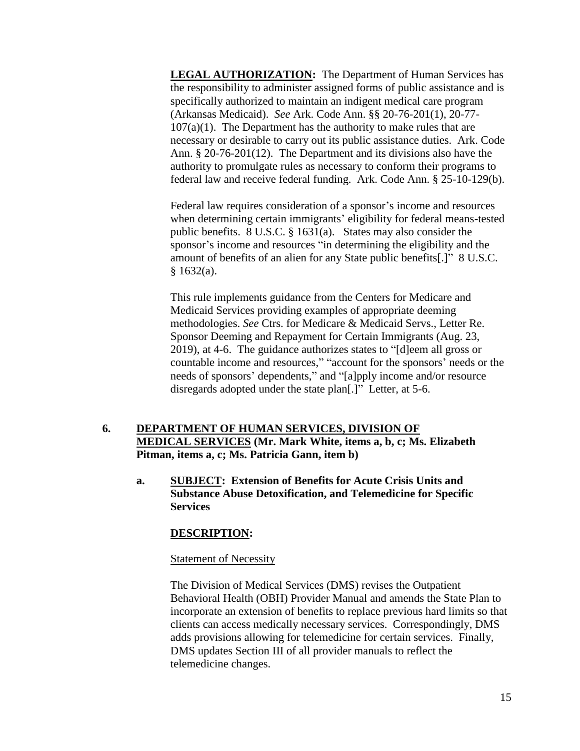**LEGAL AUTHORIZATION:** The Department of Human Services has the responsibility to administer assigned forms of public assistance and is specifically authorized to maintain an indigent medical care program (Arkansas Medicaid). *See* Ark. Code Ann. §§ 20-76-201(1), 20-77-107(a)(1). The Department has the authority to make rules that are necessary or desirable to carry out its public assistance duties. Ark. Code Ann. § 20-76-201(12). The Department and its divisions also have the authority to promulgate rules as necessary to conform their programs to federal law and receive federal funding. Ark. Code Ann. § 25-10-129(b).

Federal law requires consideration of a sponsor's income and resources when determining certain immigrants' eligibility for federal means-tested public benefits. 8 U.S.C. § 1631(a). States may also consider the sponsor's income and resources "in determining the eligibility and the amount of benefits of an alien for any State public benefits[.]" 8 U.S.C. § 1632(a).

This rule implements guidance from the Centers for Medicare and Medicaid Services providing examples of appropriate deeming methodologies. *See* Ctrs. for Medicare & Medicaid Servs., Letter Re. Sponsor Deeming and Repayment for Certain Immigrants (Aug. 23, 2019), at 4-6. The guidance authorizes states to "[d]eem all gross or countable income and resources," "account for the sponsors' needs or the needs of sponsors' dependents," and "[a]pply income and/or resource disregards adopted under the state plan[.]" Letter, at 5-6.

**6. DEPARTMENT OF HUMAN SERVICES, DIVISION OF MEDICAL SERVICES (Mr. Mark White, items a, b, c; Ms. Elizabeth Pitman, items a, c; Ms. Patricia Gann, item b)**

**a. SUBJECT: Extension of Benefits for Acute Crisis Units and Substance Abuse Detoxification, and Telemedicine for Specific Services**

**DESCRIPTION:**

Statement of Necessity

The Division of Medical Services (DMS) revises the Outpatient Behavioral Health (OBH) Provider Manual and amends the State Plan to incorporate an extension of benefits to replace previous hard limits so that clients can access medically necessary services. Correspondingly, DMS adds provisions allowing for telemedicine for certain services. Finally, DMS updates Section III of all provider manuals to reflect the telemedicine changes.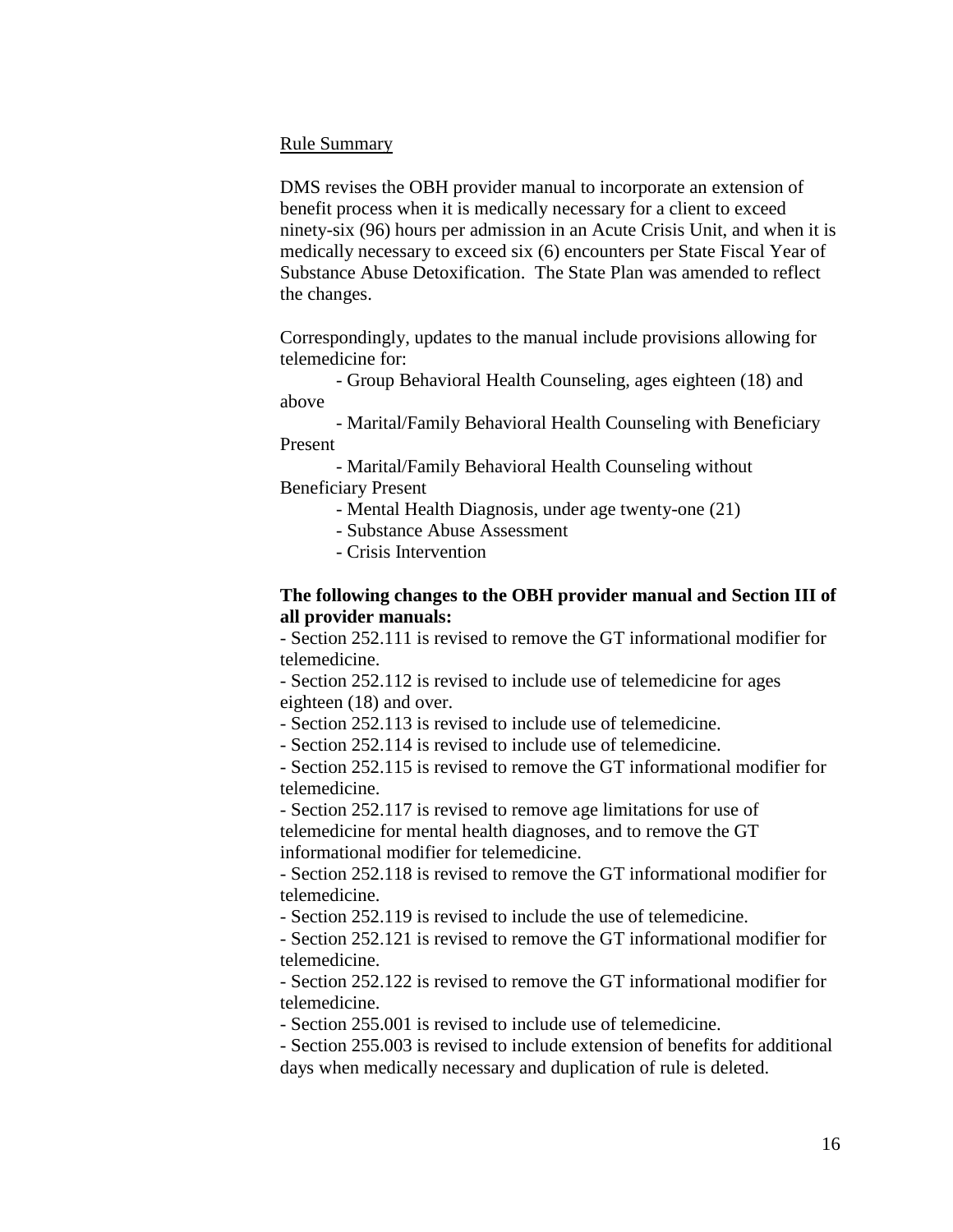Rule Summary

DMS revises the OBH provider manual to incorporate an extension of benefit process when it is medically necessary for a client to exceed ninety-six (96) hours per admission in an Acute Crisis Unit, and when it is medically necessary to exceed six (6) encounters per State Fiscal Year of Substance Abuse Detoxification. The State Plan was amended to reflect the changes.

Correspondingly, updates to the manual include provisions allowing for telemedicine for:

- Group Behavioral Health Counseling, ages eighteen (18) and above
- Marital/Family Behavioral Health Counseling with Beneficiary Present
- Marital/Family Behavioral Health Counseling without Beneficiary Present
- Mental Health Diagnosis, under age twenty-one (21)
- Substance Abuse Assessment
- Crisis Intervention

**The following changes to the OBH provider manual and Section III of all provider manuals:**

- Section 252.111 is revised to remove the GT informational modifier for telemedicine.
- Section 252.112 is revised to include use of telemedicine for ages eighteen (18) and over.
- Section 252.113 is revised to include use of telemedicine.
- Section 252.114 is revised to include use of telemedicine.
- Section 252.115 is revised to remove the GT informational modifier for telemedicine.
- Section 252.117 is revised to remove age limitations for use of telemedicine for mental health diagnoses, and to remove the GT informational modifier for telemedicine.
- Section 252.118 is revised to remove the GT informational modifier for telemedicine.
- Section 252.119 is revised to include the use of telemedicine.
- Section 252.121 is revised to remove the GT informational modifier for telemedicine.
- Section 252.122 is revised to remove the GT informational modifier for telemedicine.
- Section 255.001 is revised to include use of telemedicine.
- Section 255.003 is revised to include extension of benefits for additional days when medically necessary and duplication of rule is deleted.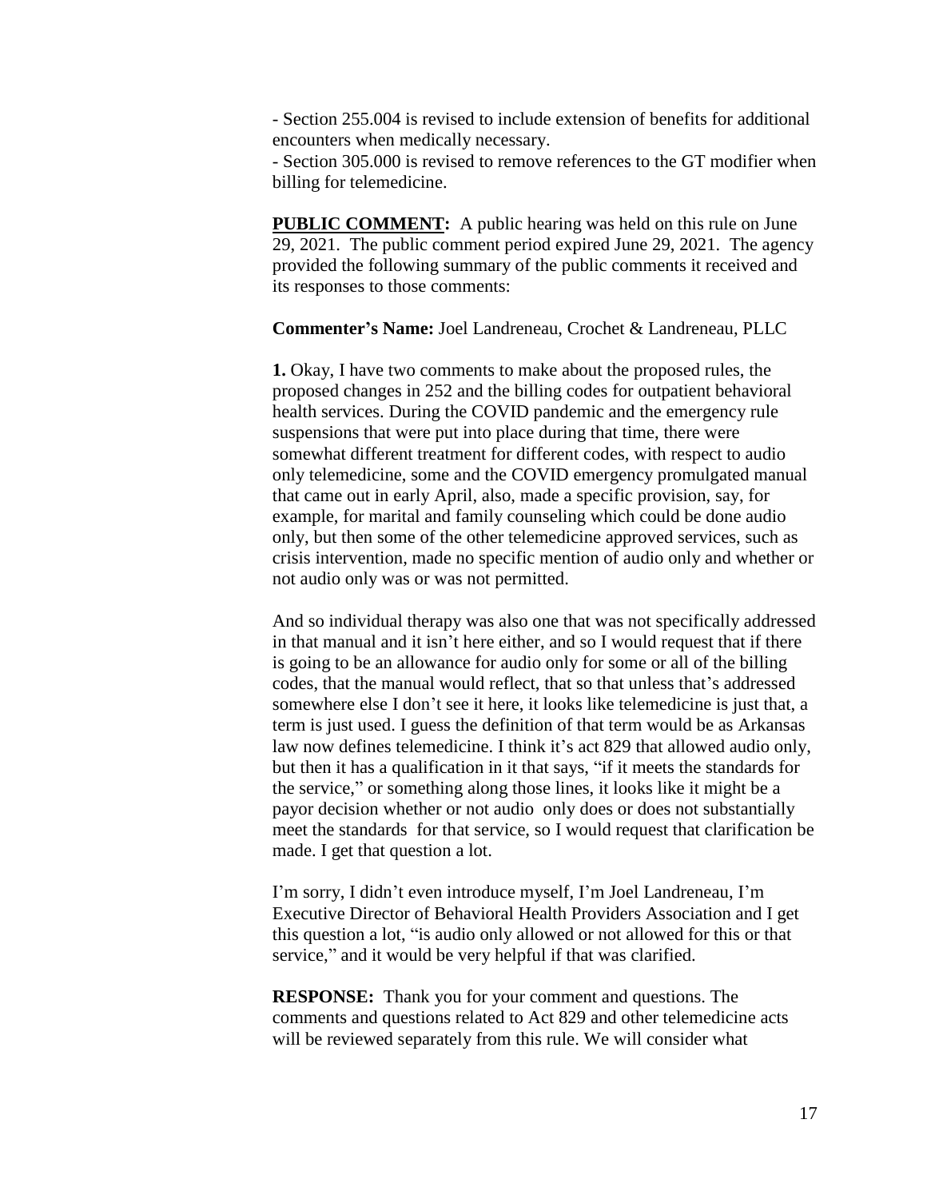- Section 255.004 is revised to include extension of benefits for additional encounters when medically necessary.
- Section 305.000 is revised to remove references to the GT modifier when billing for telemedicine.

**PUBLIC COMMENT:** A public hearing was held on this rule on June 29, 2021. The public comment period expired June 29, 2021. The agency provided the following summary of the public comments it received and its responses to those comments:

**Commenter's Name:** Joel Landreneau, Crochet & Landreneau, PLLC

**1.** Okay, I have two comments to make about the proposed rules, the proposed changes in 252 and the billing codes for outpatient behavioral health services. During the COVID pandemic and the emergency rule suspensions that were put into place during that time, there were somewhat different treatment for different codes, with respect to audio only telemedicine, some and the COVID emergency promulgated manual that came out in early April, also, made a specific provision, say, for example, for marital and family counseling which could be done audio only, but then some of the other telemedicine approved services, such as crisis intervention, made no specific mention of audio only and whether or not audio only was or was not permitted.

And so individual therapy was also one that was not specifically addressed in that manual and it isn't here either, and so I would request that if there is going to be an allowance for audio only for some or all of the billing codes, that the manual would reflect, that so that unless that's addressed somewhere else I don't see it here, it looks like telemedicine is just that, a term is just used. I guess the definition of that term would be as Arkansas law now defines telemedicine. I think it's act 829 that allowed audio only, but then it has a qualification in it that says, "if it meets the standards for the service," or something along those lines, it looks like it might be a payor decision whether or not audio only does or does not substantially meet the standards for that service, so I would request that clarification be made. I get that question a lot.

I'm sorry, I didn't even introduce myself, I'm Joel Landreneau, I'm Executive Director of Behavioral Health Providers Association and I get this question a lot, "is audio only allowed or not allowed for this or that service," and it would be very helpful if that was clarified.

**RESPONSE:** Thank you for your comment and questions. The comments and questions related to Act 829 and other telemedicine acts will be reviewed separately from this rule. We will consider what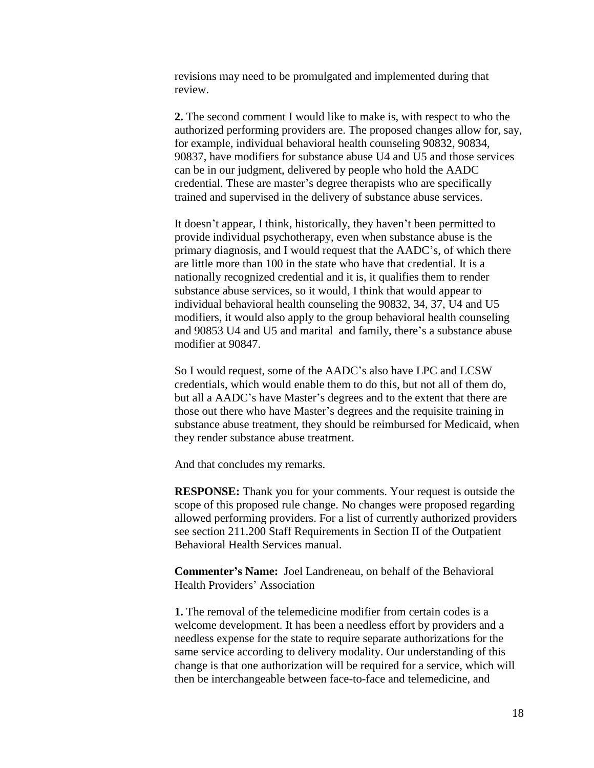revisions may need to be promulgated and implemented during that review.

**2.** The second comment I would like to make is, with respect to who the authorized performing providers are. The proposed changes allow for, say, for example, individual behavioral health counseling 90832, 90834, 90837, have modifiers for substance abuse U4 and U5 and those services can be in our judgment, delivered by people who hold the AADC credential. These are master's degree therapists who are specifically trained and supervised in the delivery of substance abuse services.

It doesn't appear, I think, historically, they haven't been permitted to provide individual psychotherapy, even when substance abuse is the primary diagnosis, and I would request that the AADC's, of which there are little more than 100 in the state who have that credential. It is a nationally recognized credential and it is, it qualifies them to render substance abuse services, so it would, I think that would appear to individual behavioral health counseling the 90832, 34, 37, U4 and U5 modifiers, it would also apply to the group behavioral health counseling and 90853 U4 and U5 and marital and family, there's a substance abuse modifier at 90847.

So I would request, some of the AADC's also have LPC and LCSW credentials, which would enable them to do this, but not all of them do, but all a AADC's have Master's degrees and to the extent that there are those out there who have Master's degrees and the requisite training in substance abuse treatment, they should be reimbursed for Medicaid, when they render substance abuse treatment.

And that concludes my remarks.

**RESPONSE:** Thank you for your comments. Your request is outside the scope of this proposed rule change. No changes were proposed regarding allowed performing providers. For a list of currently authorized providers see section 211.200 Staff Requirements in Section II of the Outpatient Behavioral Health Services manual.

**Commenter's Name:** Joel Landreneau, on behalf of the Behavioral Health Providers' Association

**1.** The removal of the telemedicine modifier from certain codes is a welcome development. It has been a needless effort by providers and a needless expense for the state to require separate authorizations for the same service according to delivery modality. Our understanding of this change is that one authorization will be required for a service, which will then be interchangeable between face-to-face and telemedicine, and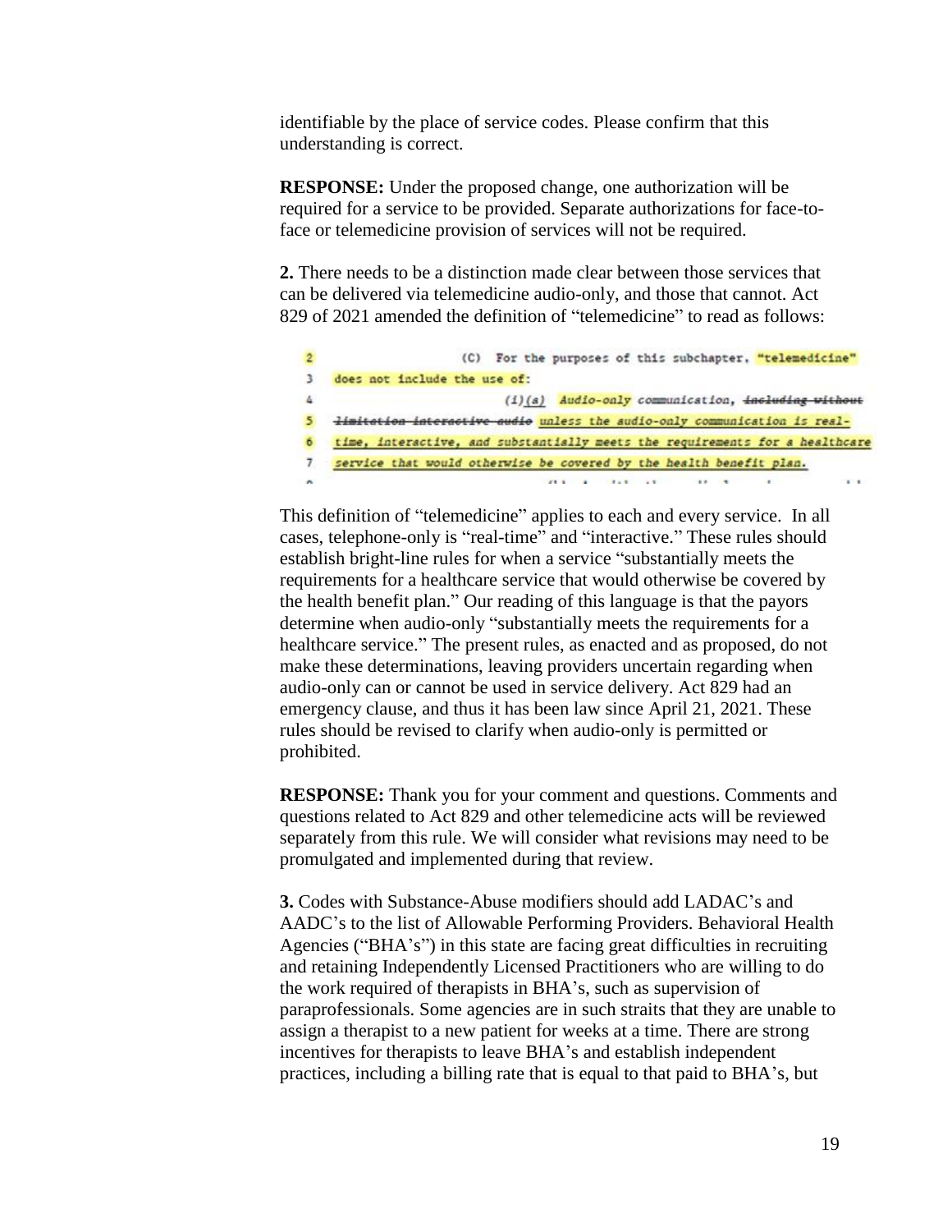identifiable by the place of service codes. Please confirm that this understanding is correct.

**RESPONSE:** Under the proposed change, one authorization will be required for a service to be provided. Separate authorizations for face-to-face or telemedicine provision of services will not be required.

**2.** There needs to be a distinction made clear between those services that can be delivered via telemedicine audio-only, and those that cannot. Act 829 of 2021 amended the definition of "telemedicine" to read as follows:

```
2           (C)  For the purposes of this subchapter, "telemedicine"
3   does not include the use of:
4                  (i)(a)  Audio-only communication, including without
5   limitation interactive audio unless the audio-only communication is real-
6   time, interactive, and substantially meets the requirements for a healthcare
7   service that would otherwise be covered by the health benefit plan.
```

This definition of "telemedicine" applies to each and every service. In all cases, telephone-only is "real-time" and "interactive." These rules should establish bright-line rules for when a service "substantially meets the requirements for a healthcare service that would otherwise be covered by the health benefit plan." Our reading of this language is that the payors determine when audio-only "substantially meets the requirements for a healthcare service." The present rules, as enacted and as proposed, do not make these determinations, leaving providers uncertain regarding when audio-only can or cannot be used in service delivery. Act 829 had an emergency clause, and thus it has been law since April 21, 2021. These rules should be revised to clarify when audio-only is permitted or prohibited.

**RESPONSE:** Thank you for your comment and questions. Comments and questions related to Act 829 and other telemedicine acts will be reviewed separately from this rule. We will consider what revisions may need to be promulgated and implemented during that review.

**3.** Codes with Substance-Abuse modifiers should add LADAC's and AADC's to the list of Allowable Performing Providers. Behavioral Health Agencies ("BHA's") in this state are facing great difficulties in recruiting and retaining Independently Licensed Practitioners who are willing to do the work required of therapists in BHA's, such as supervision of paraprofessionals. Some agencies are in such straits that they are unable to assign a therapist to a new patient for weeks at a time. There are strong incentives for therapists to leave BHA's and establish independent practices, including a billing rate that is equal to that paid to BHA's, but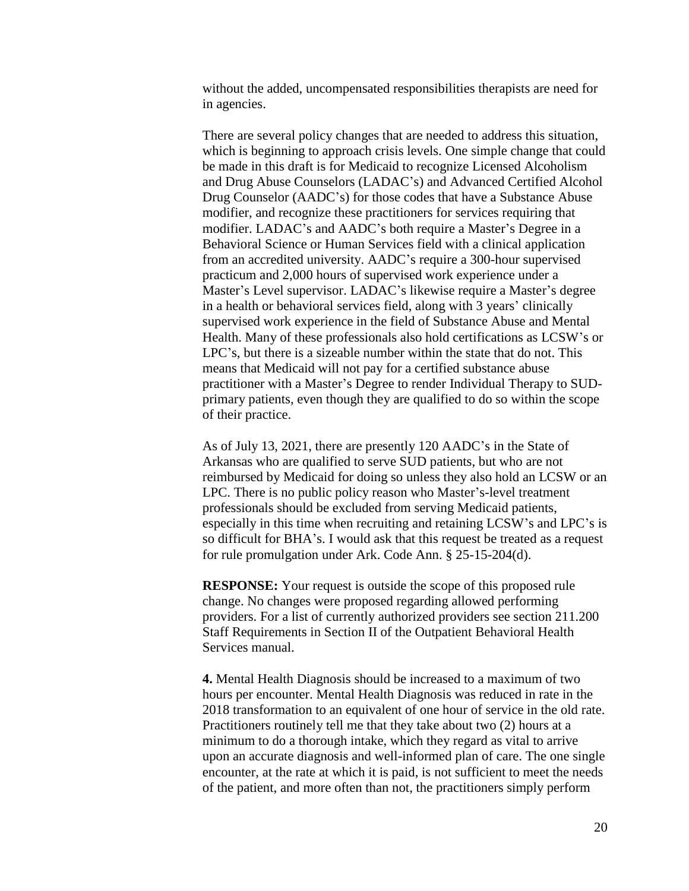without the added, uncompensated responsibilities therapists are need for in agencies.

There are several policy changes that are needed to address this situation, which is beginning to approach crisis levels. One simple change that could be made in this draft is for Medicaid to recognize Licensed Alcoholism and Drug Abuse Counselors (LADAC's) and Advanced Certified Alcohol Drug Counselor (AADC's) for those codes that have a Substance Abuse modifier, and recognize these practitioners for services requiring that modifier. LADAC's and AADC's both require a Master's Degree in a Behavioral Science or Human Services field with a clinical application from an accredited university. AADC's require a 300-hour supervised practicum and 2,000 hours of supervised work experience under a Master's Level supervisor. LADAC's likewise require a Master's degree in a health or behavioral services field, along with 3 years' clinically supervised work experience in the field of Substance Abuse and Mental Health. Many of these professionals also hold certifications as LCSW's or LPC's, but there is a sizeable number within the state that do not. This means that Medicaid will not pay for a certified substance abuse practitioner with a Master's Degree to render Individual Therapy to SUD-primary patients, even though they are qualified to do so within the scope of their practice.

As of July 13, 2021, there are presently 120 AADC's in the State of Arkansas who are qualified to serve SUD patients, but who are not reimbursed by Medicaid for doing so unless they also hold an LCSW or an LPC. There is no public policy reason who Master's-level treatment professionals should be excluded from serving Medicaid patients, especially in this time when recruiting and retaining LCSW's and LPC's is so difficult for BHA's. I would ask that this request be treated as a request for rule promulgation under Ark. Code Ann. § 25-15-204(d).

**RESPONSE:** Your request is outside the scope of this proposed rule change. No changes were proposed regarding allowed performing providers. For a list of currently authorized providers see section 211.200 Staff Requirements in Section II of the Outpatient Behavioral Health Services manual.

**4.** Mental Health Diagnosis should be increased to a maximum of two hours per encounter. Mental Health Diagnosis was reduced in rate in the 2018 transformation to an equivalent of one hour of service in the old rate. Practitioners routinely tell me that they take about two (2) hours at a minimum to do a thorough intake, which they regard as vital to arrive upon an accurate diagnosis and well-informed plan of care. The one single encounter, at the rate at which it is paid, is not sufficient to meet the needs of the patient, and more often than not, the practitioners simply perform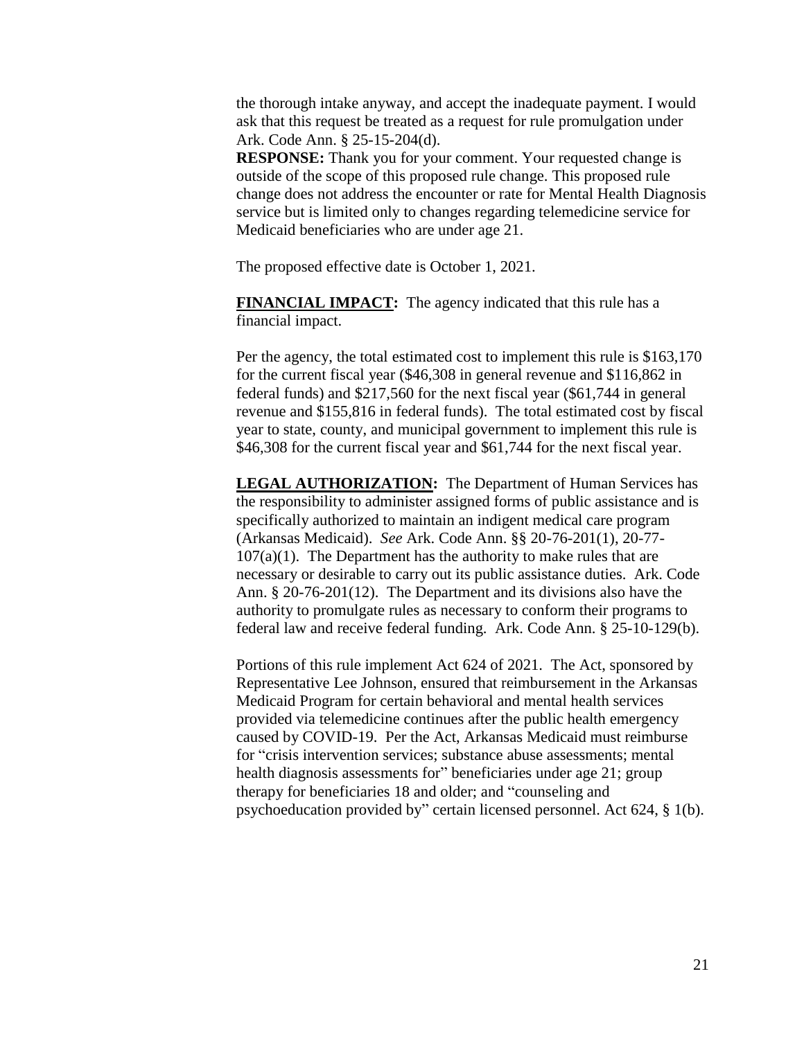the thorough intake anyway, and accept the inadequate payment. I would ask that this request be treated as a request for rule promulgation under Ark. Code Ann. § 25-15-204(d).

**RESPONSE:** Thank you for your comment. Your requested change is outside of the scope of this proposed rule change. This proposed rule change does not address the encounter or rate for Mental Health Diagnosis service but is limited only to changes regarding telemedicine service for Medicaid beneficiaries who are under age 21.

The proposed effective date is October 1, 2021.

**FINANCIAL IMPACT:** The agency indicated that this rule has a financial impact.

Per the agency, the total estimated cost to implement this rule is $163,170 for the current fiscal year ($46,308 in general revenue and $116,862 in federal funds) and $217,560 for the next fiscal year ($61,744 in general revenue and $155,816 in federal funds). The total estimated cost by fiscal year to state, county, and municipal government to implement this rule is $46,308 for the current fiscal year and $61,744 for the next fiscal year.

**LEGAL AUTHORIZATION:** The Department of Human Services has the responsibility to administer assigned forms of public assistance and is specifically authorized to maintain an indigent medical care program (Arkansas Medicaid). *See* Ark. Code Ann. §§ 20-76-201(1), 20-77-107(a)(1). The Department has the authority to make rules that are necessary or desirable to carry out its public assistance duties. Ark. Code Ann. § 20-76-201(12). The Department and its divisions also have the authority to promulgate rules as necessary to conform their programs to federal law and receive federal funding. Ark. Code Ann. § 25-10-129(b).

Portions of this rule implement Act 624 of 2021. The Act, sponsored by Representative Lee Johnson, ensured that reimbursement in the Arkansas Medicaid Program for certain behavioral and mental health services provided via telemedicine continues after the public health emergency caused by COVID-19. Per the Act, Arkansas Medicaid must reimburse for "crisis intervention services; substance abuse assessments; mental health diagnosis assessments for" beneficiaries under age 21; group therapy for beneficiaries 18 and older; and "counseling and psychoeducation provided by" certain licensed personnel. Act 624, § 1(b).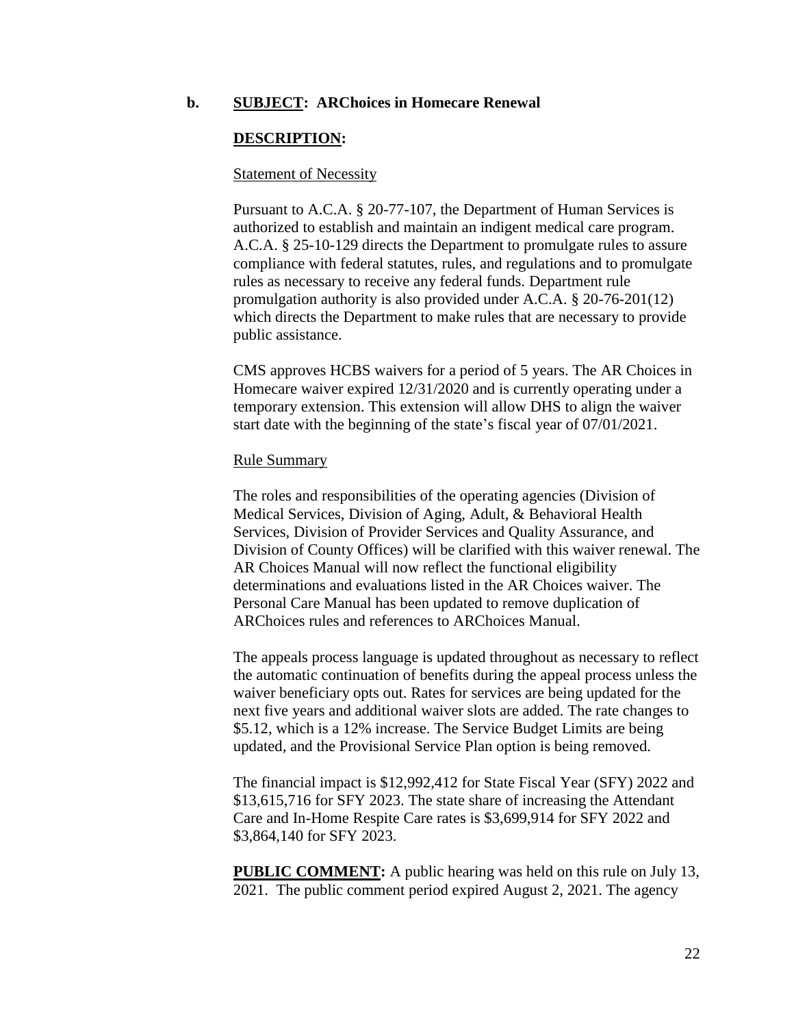**b. SUBJECT: ARChoices in Homecare Renewal**

**DESCRIPTION:**

Statement of Necessity

Pursuant to A.C.A. § 20-77-107, the Department of Human Services is authorized to establish and maintain an indigent medical care program. A.C.A. § 25-10-129 directs the Department to promulgate rules to assure compliance with federal statutes, rules, and regulations and to promulgate rules as necessary to receive any federal funds. Department rule promulgation authority is also provided under A.C.A. § 20-76-201(12) which directs the Department to make rules that are necessary to provide public assistance.

CMS approves HCBS waivers for a period of 5 years. The AR Choices in Homecare waiver expired 12/31/2020 and is currently operating under a temporary extension. This extension will allow DHS to align the waiver start date with the beginning of the state's fiscal year of 07/01/2021.

Rule Summary

The roles and responsibilities of the operating agencies (Division of Medical Services, Division of Aging, Adult, & Behavioral Health Services, Division of Provider Services and Quality Assurance, and Division of County Offices) will be clarified with this waiver renewal. The AR Choices Manual will now reflect the functional eligibility determinations and evaluations listed in the AR Choices waiver. The Personal Care Manual has been updated to remove duplication of ARChoices rules and references to ARChoices Manual.

The appeals process language is updated throughout as necessary to reflect the automatic continuation of benefits during the appeal process unless the waiver beneficiary opts out. Rates for services are being updated for the next five years and additional waiver slots are added. The rate changes to $5.12, which is a 12% increase. The Service Budget Limits are being updated, and the Provisional Service Plan option is being removed.

The financial impact is $12,992,412 for State Fiscal Year (SFY) 2022 and $13,615,716 for SFY 2023. The state share of increasing the Attendant Care and In-Home Respite Care rates is $3,699,914 for SFY 2022 and $3,864,140 for SFY 2023.

**PUBLIC COMMENT:** A public hearing was held on this rule on July 13, 2021. The public comment period expired August 2, 2021. The agency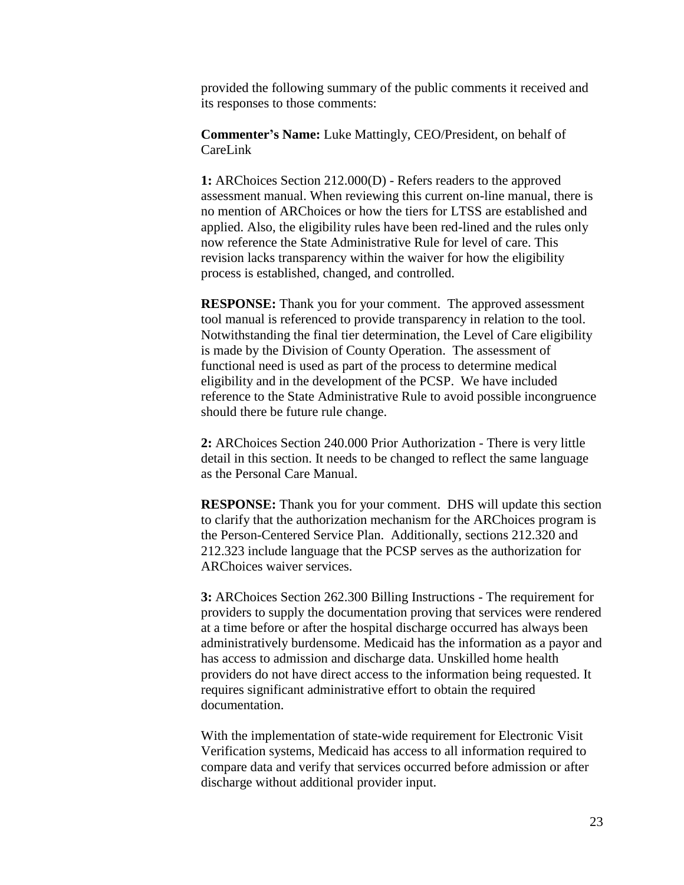provided the following summary of the public comments it received and its responses to those comments:

**Commenter's Name:** Luke Mattingly, CEO/President, on behalf of CareLink

**1:** ARChoices Section 212.000(D) - Refers readers to the approved assessment manual. When reviewing this current on-line manual, there is no mention of ARChoices or how the tiers for LTSS are established and applied. Also, the eligibility rules have been red-lined and the rules only now reference the State Administrative Rule for level of care. This revision lacks transparency within the waiver for how the eligibility process is established, changed, and controlled.

**RESPONSE:** Thank you for your comment. The approved assessment tool manual is referenced to provide transparency in relation to the tool. Notwithstanding the final tier determination, the Level of Care eligibility is made by the Division of County Operation. The assessment of functional need is used as part of the process to determine medical eligibility and in the development of the PCSP. We have included reference to the State Administrative Rule to avoid possible incongruence should there be future rule change.

**2:** ARChoices Section 240.000 Prior Authorization - There is very little detail in this section. It needs to be changed to reflect the same language as the Personal Care Manual.

**RESPONSE:** Thank you for your comment. DHS will update this section to clarify that the authorization mechanism for the ARChoices program is the Person-Centered Service Plan. Additionally, sections 212.320 and 212.323 include language that the PCSP serves as the authorization for ARChoices waiver services.

**3:** ARChoices Section 262.300 Billing Instructions - The requirement for providers to supply the documentation proving that services were rendered at a time before or after the hospital discharge occurred has always been administratively burdensome. Medicaid has the information as a payor and has access to admission and discharge data. Unskilled home health providers do not have direct access to the information being requested. It requires significant administrative effort to obtain the required documentation.

With the implementation of state-wide requirement for Electronic Visit Verification systems, Medicaid has access to all information required to compare data and verify that services occurred before admission or after discharge without additional provider input.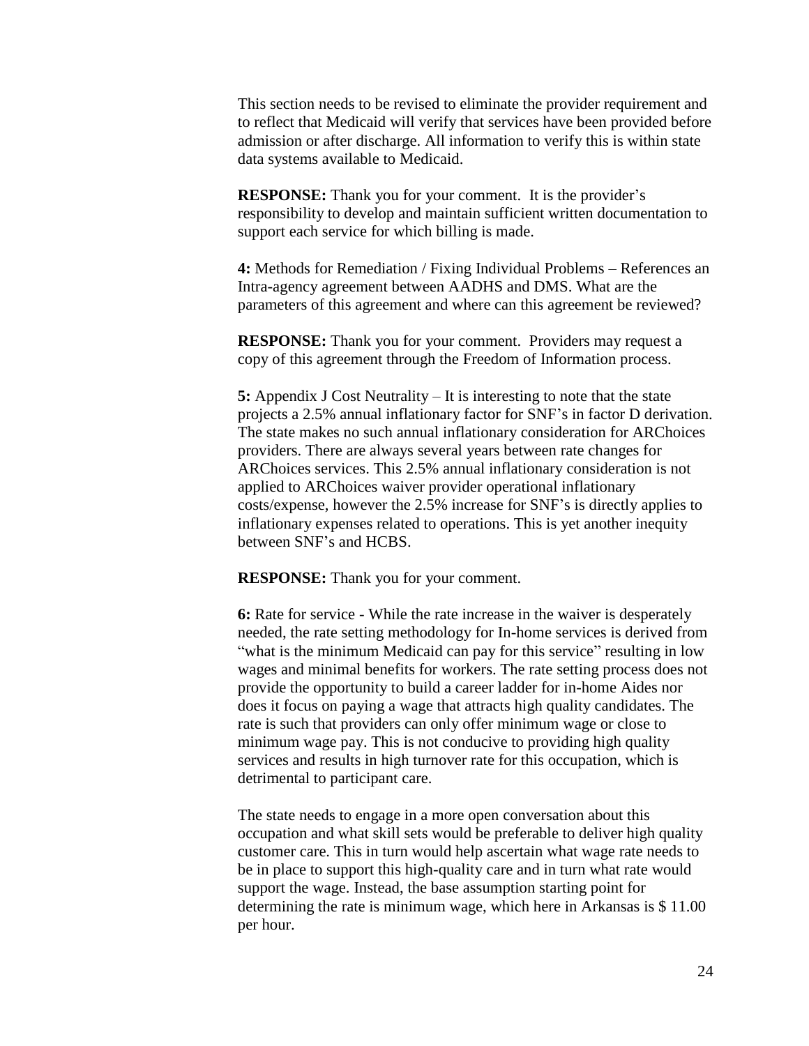This section needs to be revised to eliminate the provider requirement and to reflect that Medicaid will verify that services have been provided before admission or after discharge. All information to verify this is within state data systems available to Medicaid.

**RESPONSE:** Thank you for your comment. It is the provider's responsibility to develop and maintain sufficient written documentation to support each service for which billing is made.

**4:** Methods for Remediation / Fixing Individual Problems – References an Intra-agency agreement between AADHS and DMS. What are the parameters of this agreement and where can this agreement be reviewed?

**RESPONSE:** Thank you for your comment. Providers may request a copy of this agreement through the Freedom of Information process.

**5:** Appendix J Cost Neutrality – It is interesting to note that the state projects a 2.5% annual inflationary factor for SNF's in factor D derivation. The state makes no such annual inflationary consideration for ARChoices providers. There are always several years between rate changes for ARChoices services. This 2.5% annual inflationary consideration is not applied to ARChoices waiver provider operational inflationary costs/expense, however the 2.5% increase for SNF's is directly applies to inflationary expenses related to operations. This is yet another inequity between SNF's and HCBS.

**RESPONSE:** Thank you for your comment.

**6:** Rate for service - While the rate increase in the waiver is desperately needed, the rate setting methodology for In-home services is derived from "what is the minimum Medicaid can pay for this service" resulting in low wages and minimal benefits for workers. The rate setting process does not provide the opportunity to build a career ladder for in-home Aides nor does it focus on paying a wage that attracts high quality candidates. The rate is such that providers can only offer minimum wage or close to minimum wage pay. This is not conducive to providing high quality services and results in high turnover rate for this occupation, which is detrimental to participant care.

The state needs to engage in a more open conversation about this occupation and what skill sets would be preferable to deliver high quality customer care. This in turn would help ascertain what wage rate needs to be in place to support this high-quality care and in turn what rate would support the wage. Instead, the base assumption starting point for determining the rate is minimum wage, which here in Arkansas is $ 11.00 per hour.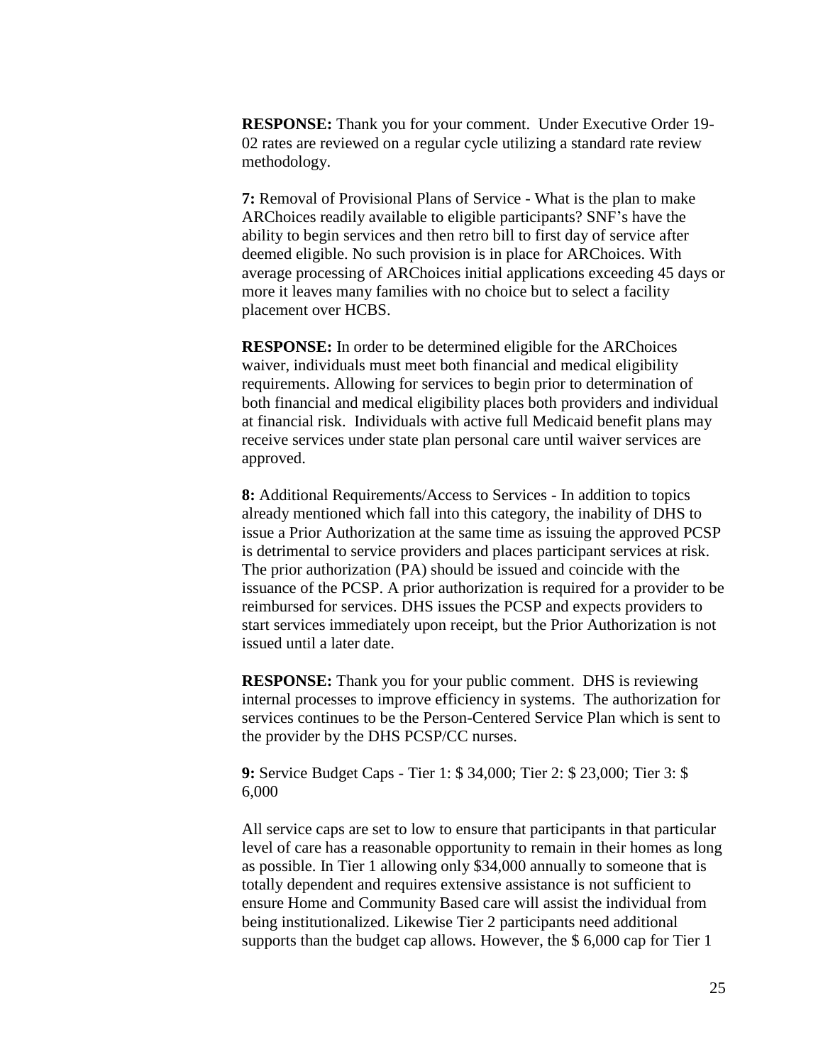**RESPONSE:** Thank you for your comment. Under Executive Order 19-02 rates are reviewed on a regular cycle utilizing a standard rate review methodology.

**7:** Removal of Provisional Plans of Service - What is the plan to make ARChoices readily available to eligible participants? SNF's have the ability to begin services and then retro bill to first day of service after deemed eligible. No such provision is in place for ARChoices. With average processing of ARChoices initial applications exceeding 45 days or more it leaves many families with no choice but to select a facility placement over HCBS.

**RESPONSE:** In order to be determined eligible for the ARChoices waiver, individuals must meet both financial and medical eligibility requirements. Allowing for services to begin prior to determination of both financial and medical eligibility places both providers and individual at financial risk. Individuals with active full Medicaid benefit plans may receive services under state plan personal care until waiver services are approved.

**8:** Additional Requirements/Access to Services - In addition to topics already mentioned which fall into this category, the inability of DHS to issue a Prior Authorization at the same time as issuing the approved PCSP is detrimental to service providers and places participant services at risk. The prior authorization (PA) should be issued and coincide with the issuance of the PCSP. A prior authorization is required for a provider to be reimbursed for services. DHS issues the PCSP and expects providers to start services immediately upon receipt, but the Prior Authorization is not issued until a later date.

**RESPONSE:** Thank you for your public comment. DHS is reviewing internal processes to improve efficiency in systems. The authorization for services continues to be the Person-Centered Service Plan which is sent to the provider by the DHS PCSP/CC nurses.

**9:** Service Budget Caps - Tier 1: $ 34,000; Tier 2: $ 23,000; Tier 3: $ 6,000

All service caps are set to low to ensure that participants in that particular level of care has a reasonable opportunity to remain in their homes as long as possible. In Tier 1 allowing only $34,000 annually to someone that is totally dependent and requires extensive assistance is not sufficient to ensure Home and Community Based care will assist the individual from being institutionalized. Likewise Tier 2 participants need additional supports than the budget cap allows. However, the $ 6,000 cap for Tier 1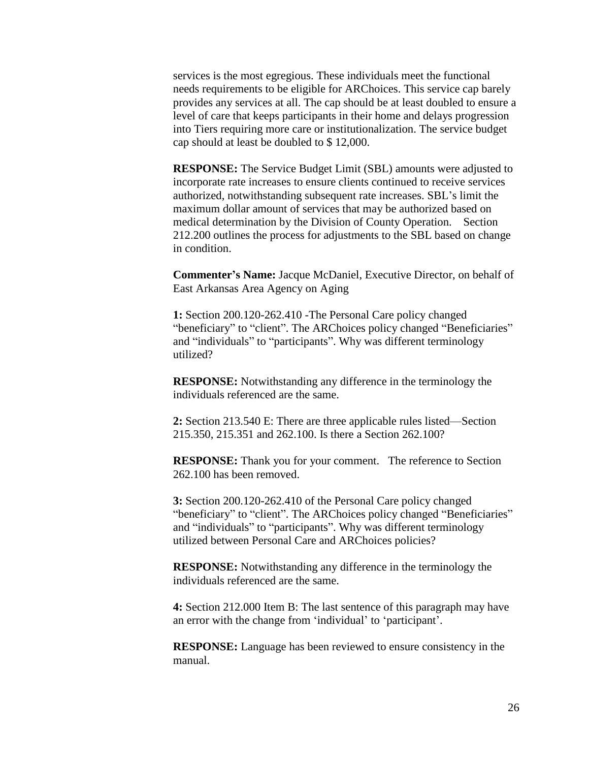services is the most egregious. These individuals meet the functional needs requirements to be eligible for ARChoices. This service cap barely provides any services at all. The cap should be at least doubled to ensure a level of care that keeps participants in their home and delays progression into Tiers requiring more care or institutionalization. The service budget cap should at least be doubled to $ 12,000.

**RESPONSE:** The Service Budget Limit (SBL) amounts were adjusted to incorporate rate increases to ensure clients continued to receive services authorized, notwithstanding subsequent rate increases. SBL's limit the maximum dollar amount of services that may be authorized based on medical determination by the Division of County Operation. Section 212.200 outlines the process for adjustments to the SBL based on change in condition.

**Commenter's Name:** Jacque McDaniel, Executive Director, on behalf of East Arkansas Area Agency on Aging

**1:** Section 200.120-262.410 -The Personal Care policy changed "beneficiary" to "client". The ARChoices policy changed "Beneficiaries" and "individuals" to "participants". Why was different terminology utilized?

**RESPONSE:** Notwithstanding any difference in the terminology the individuals referenced are the same.

**2:** Section 213.540 E: There are three applicable rules listed—Section 215.350, 215.351 and 262.100. Is there a Section 262.100?

**RESPONSE:** Thank you for your comment. The reference to Section 262.100 has been removed.

**3:** Section 200.120-262.410 of the Personal Care policy changed "beneficiary" to "client". The ARChoices policy changed "Beneficiaries" and "individuals" to "participants". Why was different terminology utilized between Personal Care and ARChoices policies?

**RESPONSE:** Notwithstanding any difference in the terminology the individuals referenced are the same.

**4:** Section 212.000 Item B: The last sentence of this paragraph may have an error with the change from 'individual' to 'participant'.

**RESPONSE:** Language has been reviewed to ensure consistency in the manual.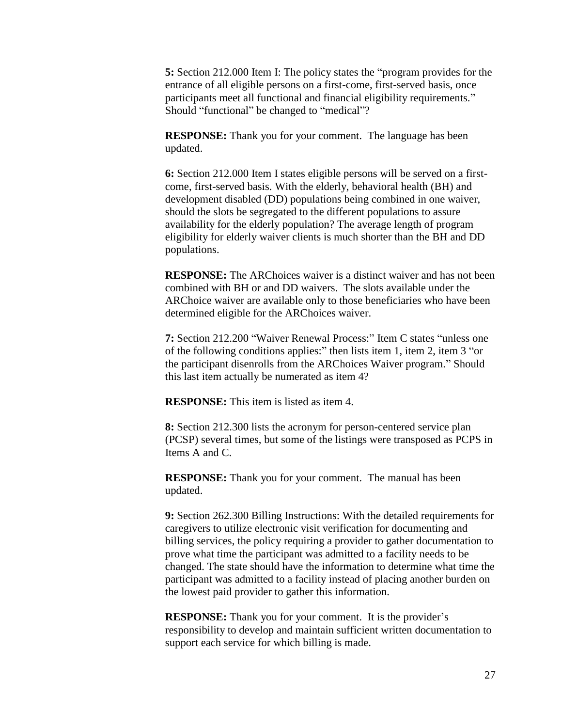**5:** Section 212.000 Item I: The policy states the "program provides for the entrance of all eligible persons on a first-come, first-served basis, once participants meet all functional and financial eligibility requirements." Should "functional" be changed to "medical"?

**RESPONSE:** Thank you for your comment. The language has been updated.

**6:** Section 212.000 Item I states eligible persons will be served on a first-come, first-served basis. With the elderly, behavioral health (BH) and development disabled (DD) populations being combined in one waiver, should the slots be segregated to the different populations to assure availability for the elderly population? The average length of program eligibility for elderly waiver clients is much shorter than the BH and DD populations.

**RESPONSE:** The ARChoices waiver is a distinct waiver and has not been combined with BH or and DD waivers. The slots available under the ARChoice waiver are available only to those beneficiaries who have been determined eligible for the ARChoices waiver.

**7:** Section 212.200 "Waiver Renewal Process:" Item C states "unless one of the following conditions applies:" then lists item 1, item 2, item 3 "or the participant disenrolls from the ARChoices Waiver program." Should this last item actually be numerated as item 4?

**RESPONSE:** This item is listed as item 4.

**8:** Section 212.300 lists the acronym for person-centered service plan (PCSP) several times, but some of the listings were transposed as PCPS in Items A and C.

**RESPONSE:** Thank you for your comment. The manual has been updated.

**9:** Section 262.300 Billing Instructions: With the detailed requirements for caregivers to utilize electronic visit verification for documenting and billing services, the policy requiring a provider to gather documentation to prove what time the participant was admitted to a facility needs to be changed. The state should have the information to determine what time the participant was admitted to a facility instead of placing another burden on the lowest paid provider to gather this information.

**RESPONSE:** Thank you for your comment. It is the provider's responsibility to develop and maintain sufficient written documentation to support each service for which billing is made.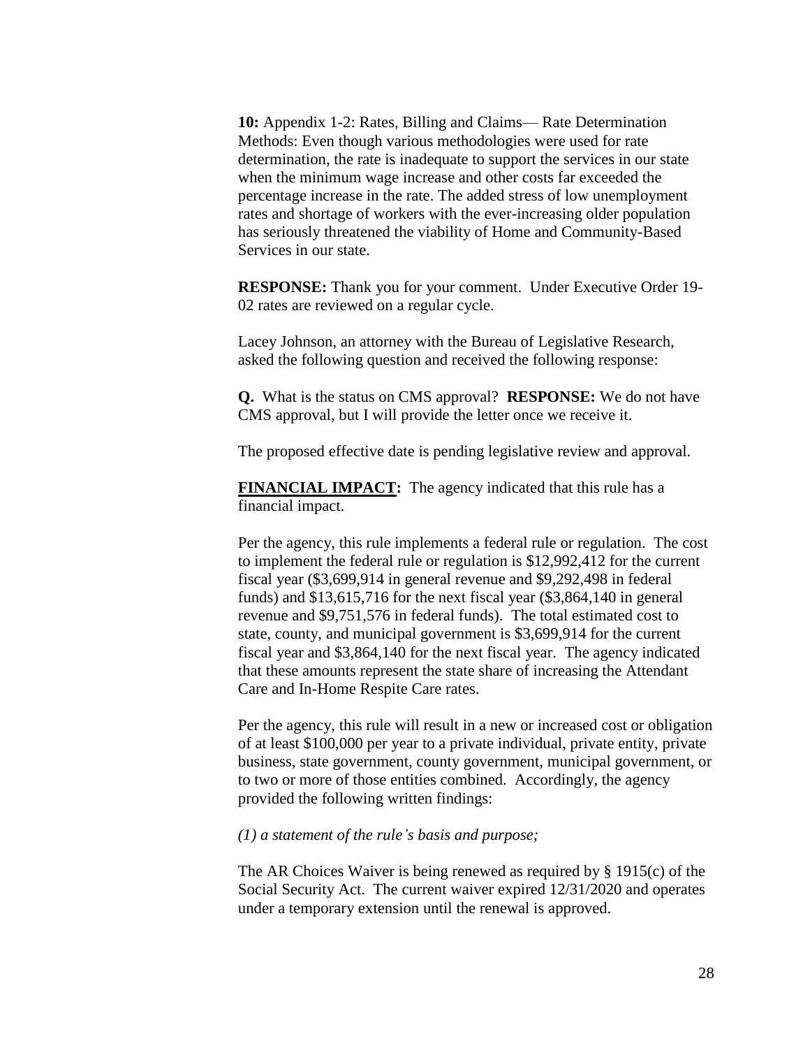**10:** Appendix 1-2: Rates, Billing and Claims— Rate Determination Methods: Even though various methodologies were used for rate determination, the rate is inadequate to support the services in our state when the minimum wage increase and other costs far exceeded the percentage increase in the rate. The added stress of low unemployment rates and shortage of workers with the ever-increasing older population has seriously threatened the viability of Home and Community-Based Services in our state.

**RESPONSE:** Thank you for your comment. Under Executive Order 19-02 rates are reviewed on a regular cycle.

Lacey Johnson, an attorney with the Bureau of Legislative Research, asked the following question and received the following response:

**Q.** What is the status on CMS approval? **RESPONSE:** We do not have CMS approval, but I will provide the letter once we receive it.

The proposed effective date is pending legislative review and approval.

**FINANCIAL IMPACT:** The agency indicated that this rule has a financial impact.

Per the agency, this rule implements a federal rule or regulation. The cost to implement the federal rule or regulation is $12,992,412 for the current fiscal year ($3,699,914 in general revenue and $9,292,498 in federal funds) and $13,615,716 for the next fiscal year ($3,864,140 in general revenue and $9,751,576 in federal funds). The total estimated cost to state, county, and municipal government is $3,699,914 for the current fiscal year and $3,864,140 for the next fiscal year. The agency indicated that these amounts represent the state share of increasing the Attendant Care and In-Home Respite Care rates.

Per the agency, this rule will result in a new or increased cost or obligation of at least $100,000 per year to a private individual, private entity, private business, state government, county government, municipal government, or to two or more of those entities combined. Accordingly, the agency provided the following written findings:

*(1) a statement of the rule's basis and purpose;*

The AR Choices Waiver is being renewed as required by § 1915(c) of the Social Security Act. The current waiver expired 12/31/2020 and operates under a temporary extension until the renewal is approved.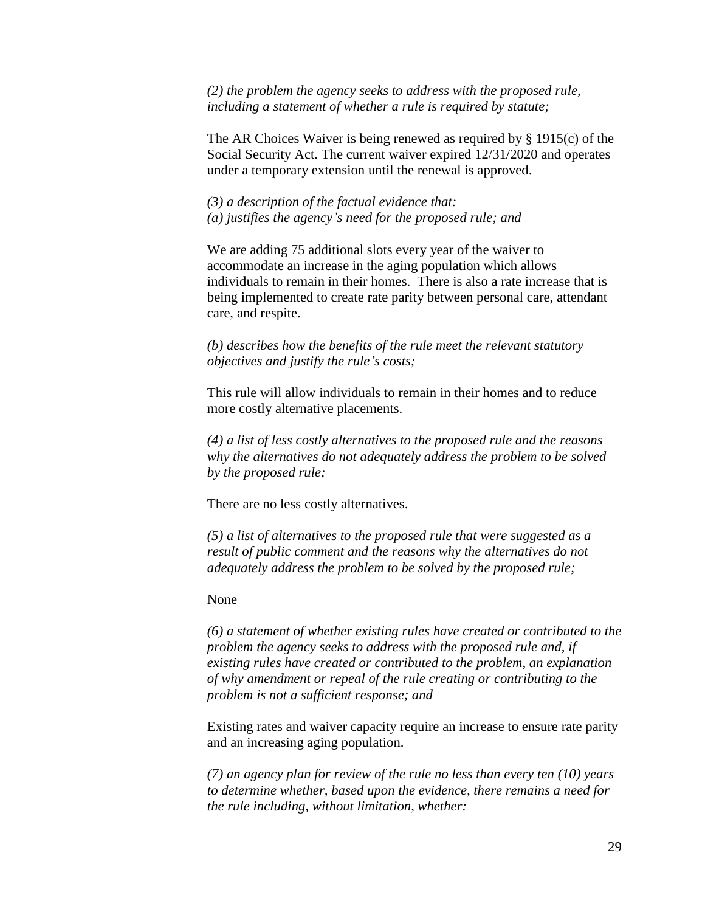*(2) the problem the agency seeks to address with the proposed rule, including a statement of whether a rule is required by statute;*

The AR Choices Waiver is being renewed as required by § 1915(c) of the Social Security Act. The current waiver expired 12/31/2020 and operates under a temporary extension until the renewal is approved.

*(3) a description of the factual evidence that:*
*(a) justifies the agency's need for the proposed rule; and*

We are adding 75 additional slots every year of the waiver to accommodate an increase in the aging population which allows individuals to remain in their homes. There is also a rate increase that is being implemented to create rate parity between personal care, attendant care, and respite.

*(b) describes how the benefits of the rule meet the relevant statutory objectives and justify the rule's costs;*

This rule will allow individuals to remain in their homes and to reduce more costly alternative placements.

*(4) a list of less costly alternatives to the proposed rule and the reasons why the alternatives do not adequately address the problem to be solved by the proposed rule;*

There are no less costly alternatives.

*(5) a list of alternatives to the proposed rule that were suggested as a result of public comment and the reasons why the alternatives do not adequately address the problem to be solved by the proposed rule;*

None

*(6) a statement of whether existing rules have created or contributed to the problem the agency seeks to address with the proposed rule and, if existing rules have created or contributed to the problem, an explanation of why amendment or repeal of the rule creating or contributing to the problem is not a sufficient response; and*

Existing rates and waiver capacity require an increase to ensure rate parity and an increasing aging population.

*(7) an agency plan for review of the rule no less than every ten (10) years to determine whether, based upon the evidence, there remains a need for the rule including, without limitation, whether:*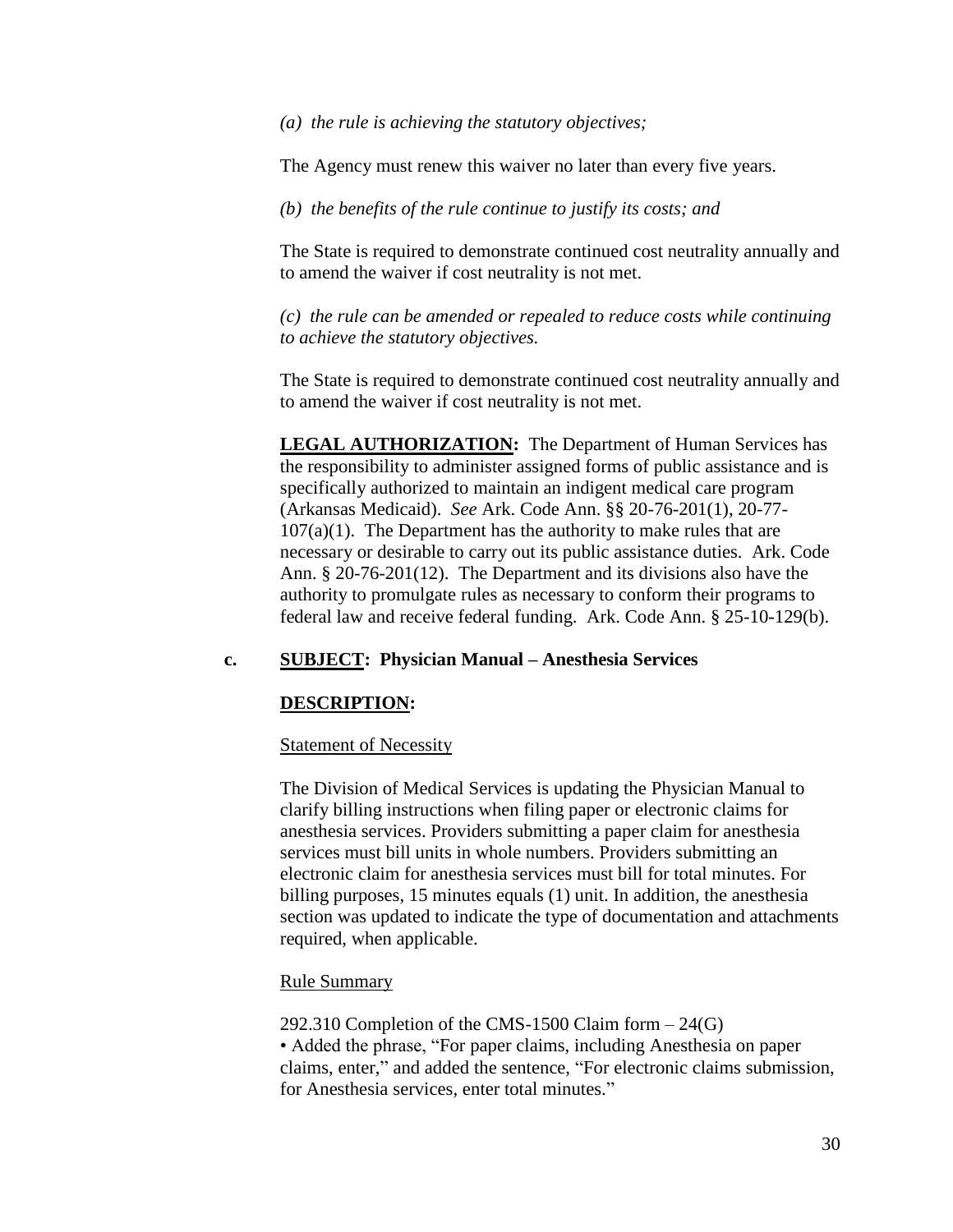*(a) the rule is achieving the statutory objectives;*

The Agency must renew this waiver no later than every five years.

*(b) the benefits of the rule continue to justify its costs; and*

The State is required to demonstrate continued cost neutrality annually and to amend the waiver if cost neutrality is not met.

*(c) the rule can be amended or repealed to reduce costs while continuing to achieve the statutory objectives.*

The State is required to demonstrate continued cost neutrality annually and to amend the waiver if cost neutrality is not met.

**LEGAL AUTHORIZATION:** The Department of Human Services has the responsibility to administer assigned forms of public assistance and is specifically authorized to maintain an indigent medical care program (Arkansas Medicaid). *See* Ark. Code Ann. §§ 20-76-201(1), 20-77-107(a)(1). The Department has the authority to make rules that are necessary or desirable to carry out its public assistance duties. Ark. Code Ann. § 20-76-201(12). The Department and its divisions also have the authority to promulgate rules as necessary to conform their programs to federal law and receive federal funding. Ark. Code Ann. § 25-10-129(b).

**c. SUBJECT: Physician Manual – Anesthesia Services**

**DESCRIPTION:**

Statement of Necessity

The Division of Medical Services is updating the Physician Manual to clarify billing instructions when filing paper or electronic claims for anesthesia services. Providers submitting a paper claim for anesthesia services must bill units in whole numbers. Providers submitting an electronic claim for anesthesia services must bill for total minutes. For billing purposes, 15 minutes equals (1) unit. In addition, the anesthesia section was updated to indicate the type of documentation and attachments required, when applicable.

Rule Summary

292.310 Completion of the CMS-1500 Claim form – 24(G)

- Added the phrase, "For paper claims, including Anesthesia on paper claims, enter," and added the sentence, "For electronic claims submission, for Anesthesia services, enter total minutes."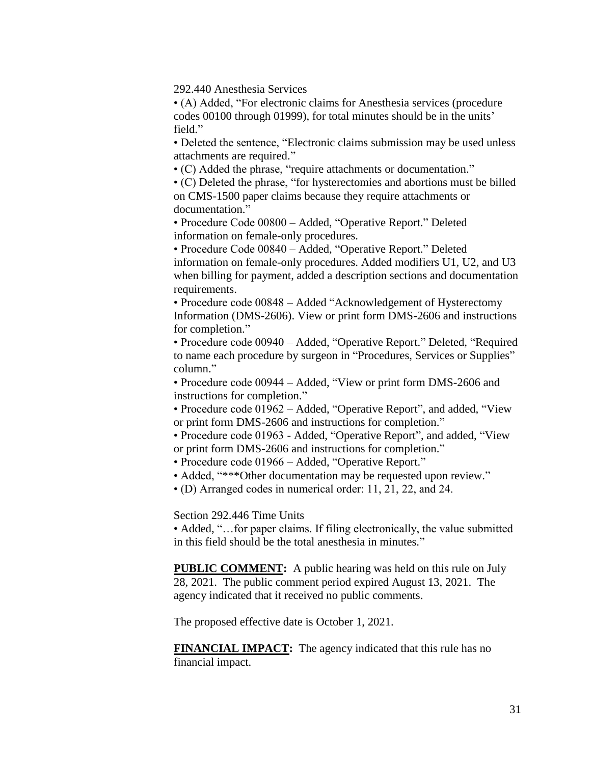292.440 Anesthesia Services

- (A) Added, "For electronic claims for Anesthesia services (procedure codes 00100 through 01999), for total minutes should be in the units' field."
- Deleted the sentence, "Electronic claims submission may be used unless attachments are required."
- (C) Added the phrase, "require attachments or documentation."
- (C) Deleted the phrase, "for hysterectomies and abortions must be billed on CMS-1500 paper claims because they require attachments or documentation."
- Procedure Code 00800 – Added, "Operative Report." Deleted information on female-only procedures.
- Procedure Code 00840 – Added, "Operative Report." Deleted information on female-only procedures. Added modifiers U1, U2, and U3 when billing for payment, added a description sections and documentation requirements.
- Procedure code 00848 – Added "Acknowledgement of Hysterectomy Information (DMS-2606). View or print form DMS-2606 and instructions for completion."
- Procedure code 00940 – Added, "Operative Report." Deleted, "Required to name each procedure by surgeon in "Procedures, Services or Supplies" column."
- Procedure code 00944 – Added, "View or print form DMS-2606 and instructions for completion."
- Procedure code 01962 – Added, "Operative Report", and added, "View or print form DMS-2606 and instructions for completion."
- Procedure code 01963 - Added, "Operative Report", and added, "View or print form DMS-2606 and instructions for completion."
- Procedure code 01966 – Added, "Operative Report."
- Added, "***Other documentation may be requested upon review."
- (D) Arranged codes in numerical order: 11, 21, 22, and 24.

Section 292.446 Time Units

- Added, "…for paper claims. If filing electronically, the value submitted in this field should be the total anesthesia in minutes."

**PUBLIC COMMENT:** A public hearing was held on this rule on July 28, 2021. The public comment period expired August 13, 2021. The agency indicated that it received no public comments.

The proposed effective date is October 1, 2021.

**FINANCIAL IMPACT:** The agency indicated that this rule has no financial impact.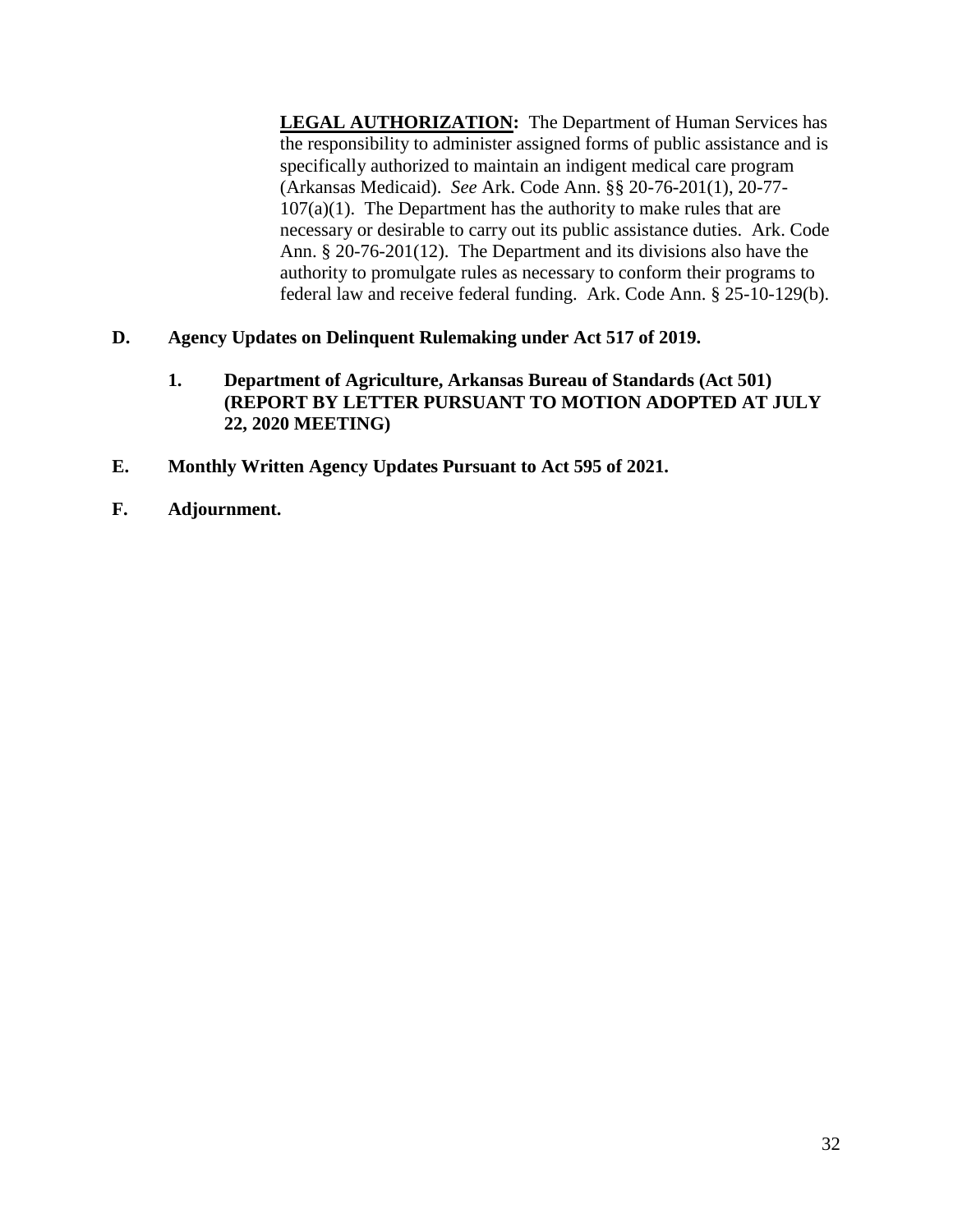**LEGAL AUTHORIZATION:** The Department of Human Services has the responsibility to administer assigned forms of public assistance and is specifically authorized to maintain an indigent medical care program (Arkansas Medicaid). *See* Ark. Code Ann. §§ 20-76-201(1), 20-77-107(a)(1). The Department has the authority to make rules that are necessary or desirable to carry out its public assistance duties. Ark. Code Ann. § 20-76-201(12). The Department and its divisions also have the authority to promulgate rules as necessary to conform their programs to federal law and receive federal funding. Ark. Code Ann. § 25-10-129(b).

**D. Agency Updates on Delinquent Rulemaking under Act 517 of 2019.**

**1. Department of Agriculture, Arkansas Bureau of Standards (Act 501) (REPORT BY LETTER PURSUANT TO MOTION ADOPTED AT JULY 22, 2020 MEETING)**

**E. Monthly Written Agency Updates Pursuant to Act 595 of 2021.**

**F. Adjournment.**